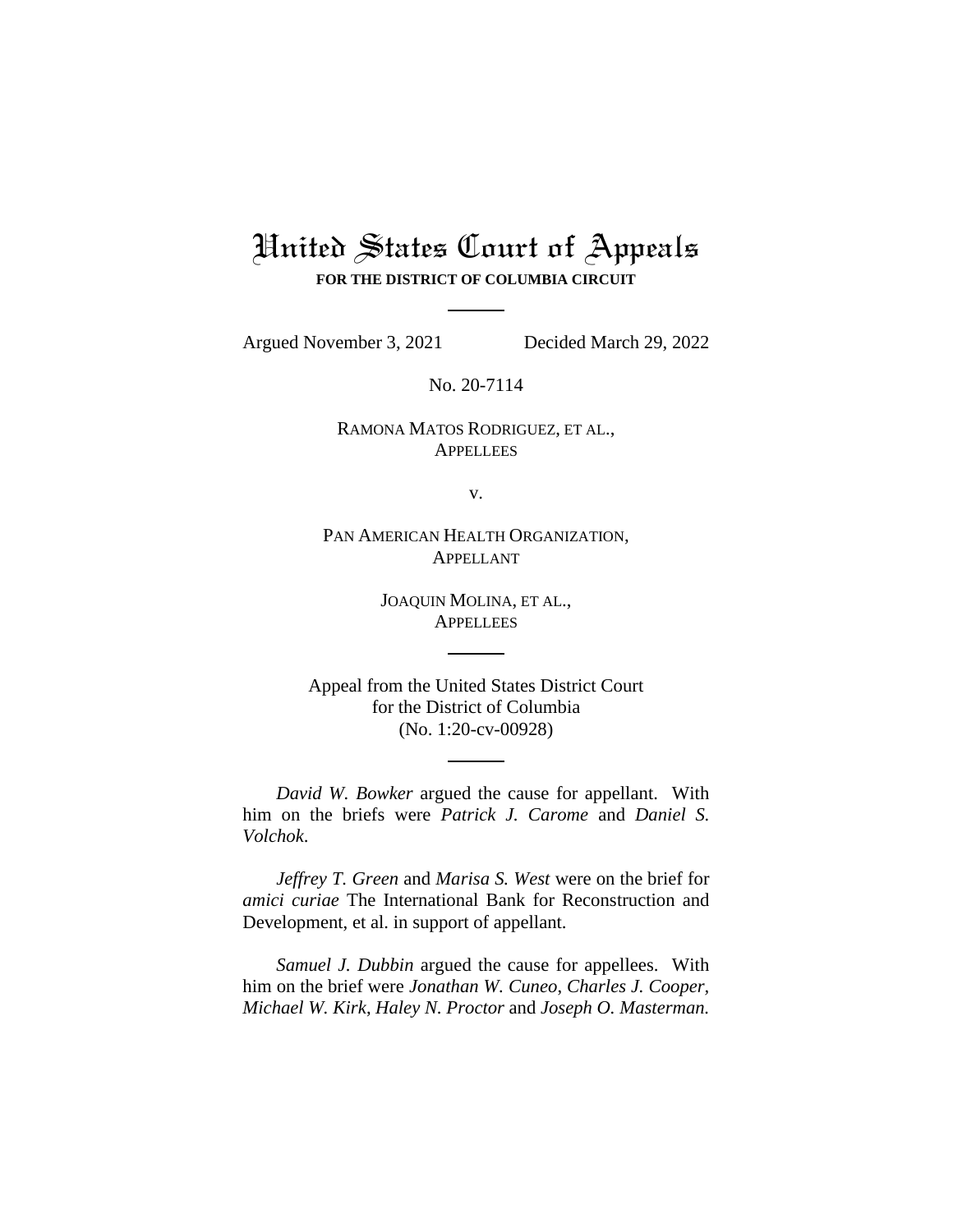# United States Court of Appeals

**FOR THE DISTRICT OF COLUMBIA CIRCUIT**

---

Argued November 3, 2021 Decided March 29, 2022

No. 20-7114

RAMONA MATOS RODRIGUEZ, ET AL.,
APPELLEES

v.

PAN AMERICAN HEALTH ORGANIZATION,
APPELLANT

JOAQUIN MOLINA, ET AL.,
APPELLEES

---

Appeal from the United States District Court
for the District of Columbia
(No. 1:20-cv-00928)

---

*David W. Bowker* argued the cause for appellant. With him on the briefs were *Patrick J. Carome* and *Daniel S. Volchok*.

*Jeffrey T. Green* and *Marisa S. West* were on the brief for *amici curiae* The International Bank for Reconstruction and Development, et al. in support of appellant.

*Samuel J. Dubbin* argued the cause for appellees. With him on the brief were *Jonathan W. Cuneo*, *Charles J. Cooper*, *Michael W. Kirk*, *Haley N. Proctor* and *Joseph O. Masterman*.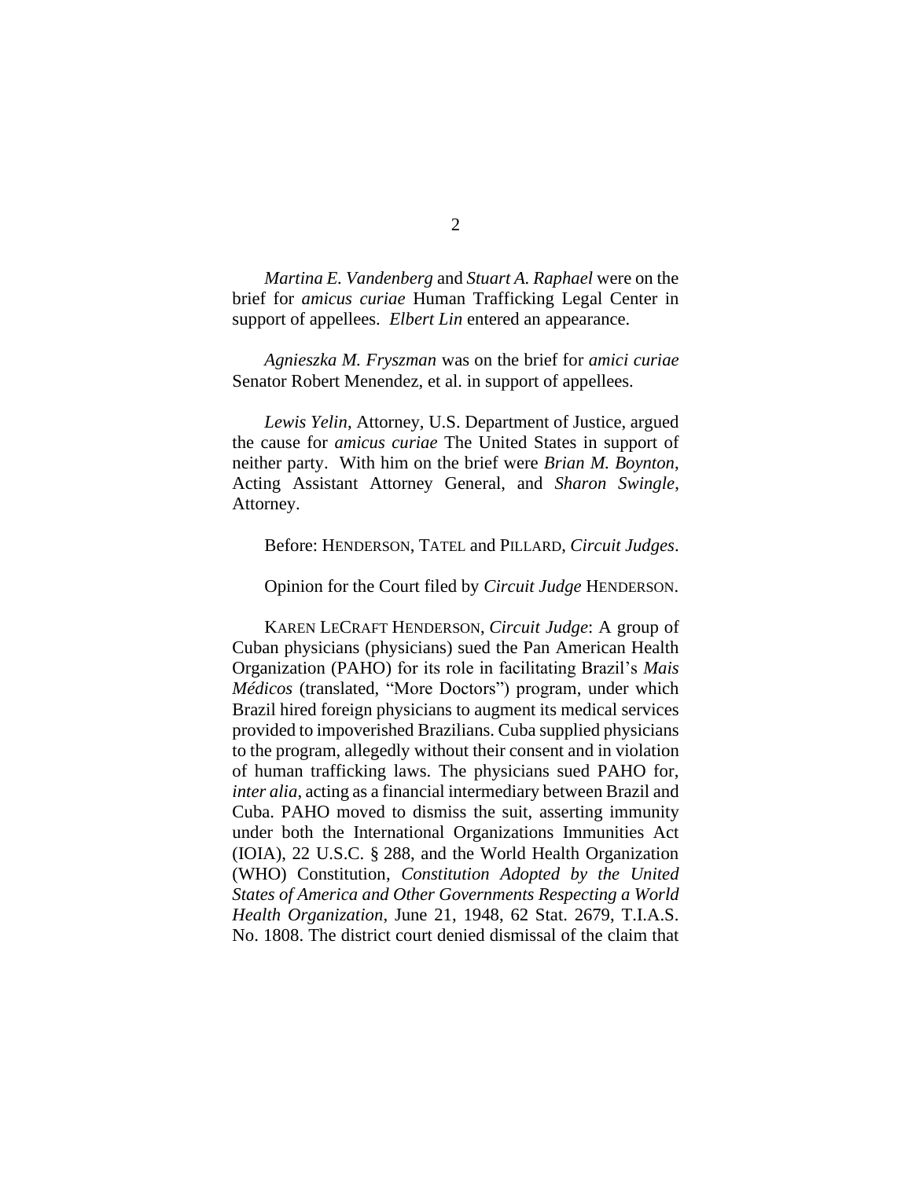*Martina E. Vandenberg* and *Stuart A. Raphael* were on the brief for *amicus curiae* Human Trafficking Legal Center in support of appellees. *Elbert Lin* entered an appearance.

*Agnieszka M. Fryszman* was on the brief for *amici curiae* Senator Robert Menendez, et al. in support of appellees.

*Lewis Yelin*, Attorney, U.S. Department of Justice, argued the cause for *amicus curiae* The United States in support of neither party. With him on the brief were *Brian M. Boynton*, Acting Assistant Attorney General, and *Sharon Swingle*, Attorney.

Before: HENDERSON, TATEL and PILLARD, *Circuit Judges*.

Opinion for the Court filed by *Circuit Judge* HENDERSON.

KAREN LECRAFT HENDERSON, *Circuit Judge*: A group of Cuban physicians (physicians) sued the Pan American Health Organization (PAHO) for its role in facilitating Brazil's *Mais Médicos* (translated, "More Doctors") program, under which Brazil hired foreign physicians to augment its medical services provided to impoverished Brazilians. Cuba supplied physicians to the program, allegedly without their consent and in violation of human trafficking laws. The physicians sued PAHO for, *inter alia*, acting as a financial intermediary between Brazil and Cuba. PAHO moved to dismiss the suit, asserting immunity under both the International Organizations Immunities Act (IOIA), 22 U.S.C. § 288, and the World Health Organization (WHO) Constitution, *Constitution Adopted by the United States of America and Other Governments Respecting a World Health Organization*, June 21, 1948, 62 Stat. 2679, T.I.A.S. No. 1808. The district court denied dismissal of the claim that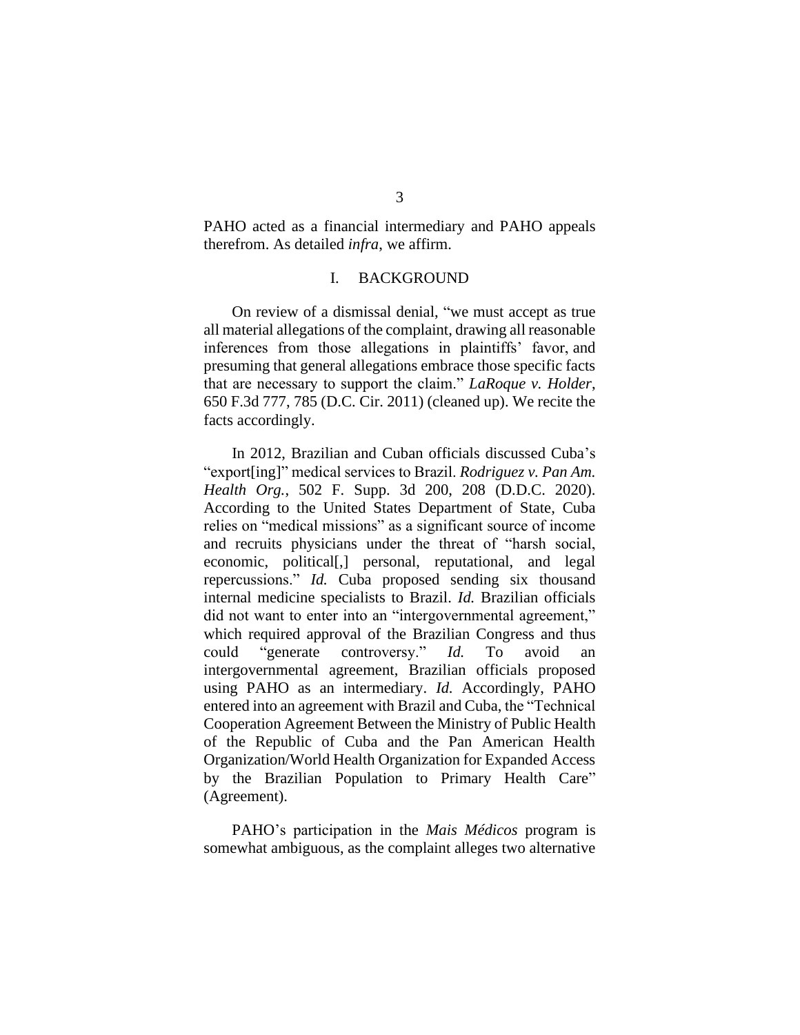PAHO acted as a financial intermediary and PAHO appeals therefrom. As detailed *infra*, we affirm.

## I. BACKGROUND

On review of a dismissal denial, "we must accept as true all material allegations of the complaint, drawing all reasonable inferences from those allegations in plaintiffs' favor, and presuming that general allegations embrace those specific facts that are necessary to support the claim." *LaRoque v. Holder*, 650 F.3d 777, 785 (D.C. Cir. 2011) (cleaned up). We recite the facts accordingly.

In 2012, Brazilian and Cuban officials discussed Cuba's "export[ing]" medical services to Brazil. *Rodriguez v. Pan Am. Health Org.*, 502 F. Supp. 3d 200, 208 (D.D.C. 2020). According to the United States Department of State, Cuba relies on "medical missions" as a significant source of income and recruits physicians under the threat of "harsh social, economic, political[,] personal, reputational, and legal repercussions." *Id.* Cuba proposed sending six thousand internal medicine specialists to Brazil. *Id.* Brazilian officials did not want to enter into an "intergovernmental agreement," which required approval of the Brazilian Congress and thus could "generate controversy." *Id.* To avoid an intergovernmental agreement, Brazilian officials proposed using PAHO as an intermediary. *Id.* Accordingly, PAHO entered into an agreement with Brazil and Cuba, the "Technical Cooperation Agreement Between the Ministry of Public Health of the Republic of Cuba and the Pan American Health Organization/World Health Organization for Expanded Access by the Brazilian Population to Primary Health Care" (Agreement).

PAHO's participation in the *Mais Médicos* program is somewhat ambiguous, as the complaint alleges two alternative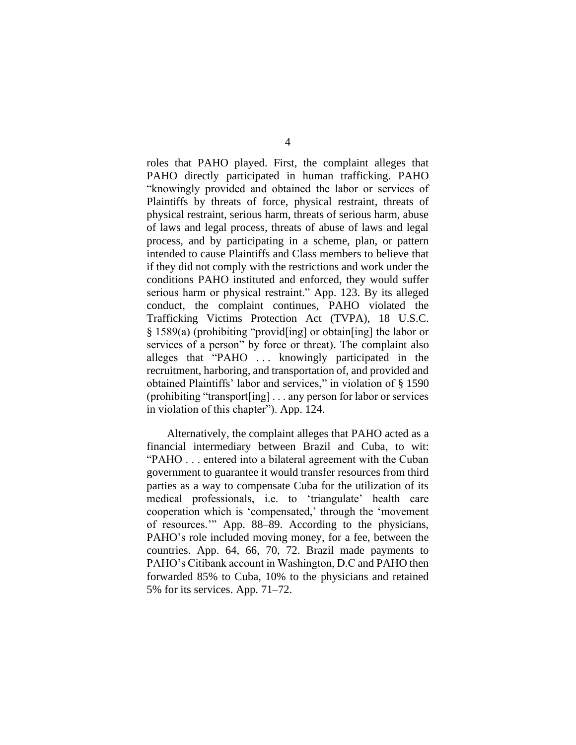roles that PAHO played. First, the complaint alleges that PAHO directly participated in human trafficking. PAHO "knowingly provided and obtained the labor or services of Plaintiffs by threats of force, physical restraint, threats of physical restraint, serious harm, threats of serious harm, abuse of laws and legal process, threats of abuse of laws and legal process, and by participating in a scheme, plan, or pattern intended to cause Plaintiffs and Class members to believe that if they did not comply with the restrictions and work under the conditions PAHO instituted and enforced, they would suffer serious harm or physical restraint." App. 123. By its alleged conduct, the complaint continues, PAHO violated the Trafficking Victims Protection Act (TVPA), 18 U.S.C. § 1589(a) (prohibiting "provid[ing] or obtain[ing] the labor or services of a person" by force or threat). The complaint also alleges that "PAHO . . . knowingly participated in the recruitment, harboring, and transportation of, and provided and obtained Plaintiffs' labor and services," in violation of § 1590 (prohibiting "transport[ing] . . . any person for labor or services in violation of this chapter"). App. 124.

Alternatively, the complaint alleges that PAHO acted as a financial intermediary between Brazil and Cuba, to wit: "PAHO . . . entered into a bilateral agreement with the Cuban government to guarantee it would transfer resources from third parties as a way to compensate Cuba for the utilization of its medical professionals, i.e. to 'triangulate' health care cooperation which is 'compensated,' through the 'movement of resources.'" App. 88–89. According to the physicians, PAHO's role included moving money, for a fee, between the countries. App. 64, 66, 70, 72. Brazil made payments to PAHO's Citibank account in Washington, D.C and PAHO then forwarded 85% to Cuba, 10% to the physicians and retained 5% for its services. App. 71–72.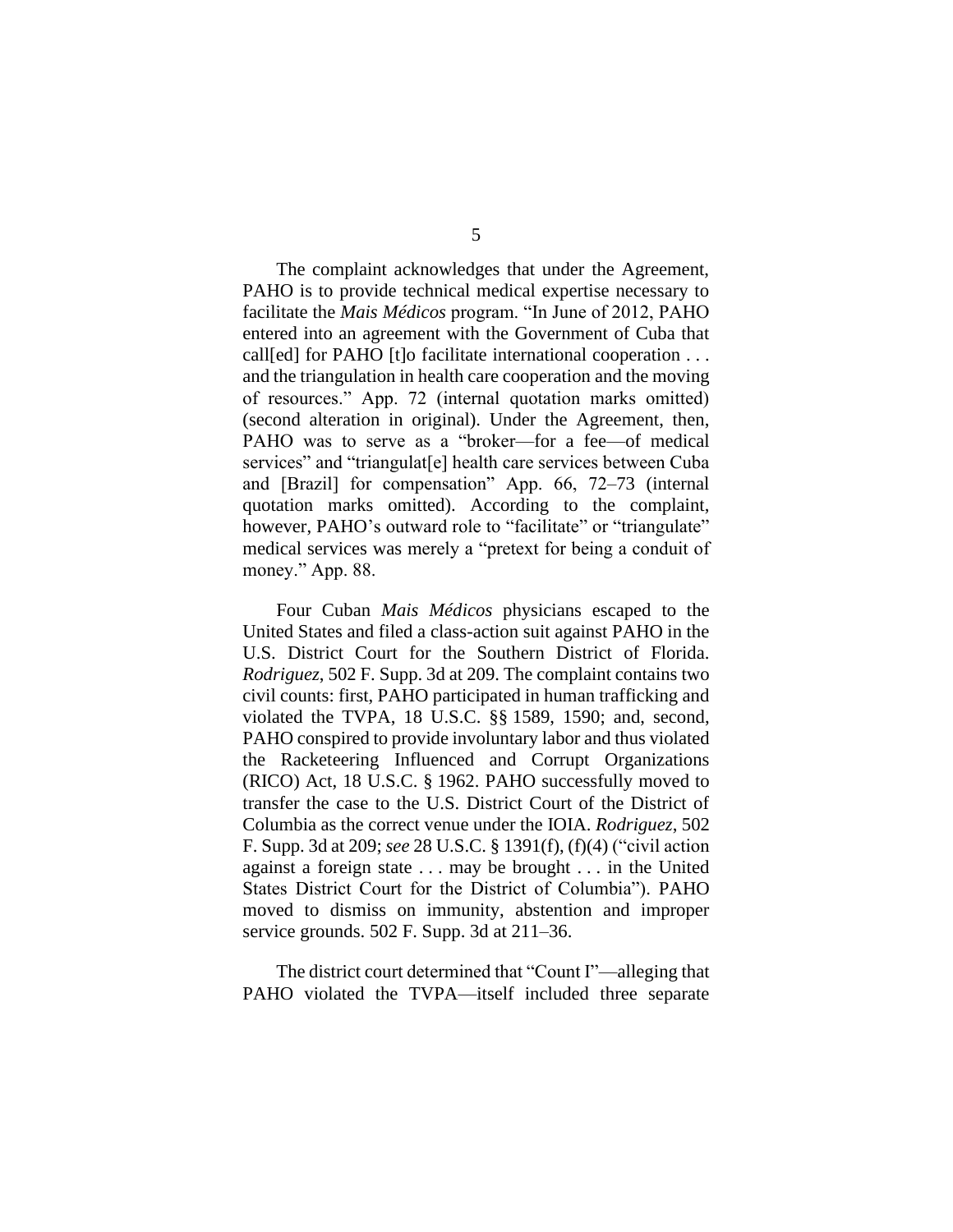The complaint acknowledges that under the Agreement, PAHO is to provide technical medical expertise necessary to facilitate the *Mais Médicos* program. "In June of 2012, PAHO entered into an agreement with the Government of Cuba that call[ed] for PAHO [t]o facilitate international cooperation . . . and the triangulation in health care cooperation and the moving of resources." App. 72 (internal quotation marks omitted) (second alteration in original). Under the Agreement, then, PAHO was to serve as a "broker—for a fee—of medical services" and "triangulat[e] health care services between Cuba and [Brazil] for compensation" App. 66, 72–73 (internal quotation marks omitted). According to the complaint, however, PAHO's outward role to "facilitate" or "triangulate" medical services was merely a "pretext for being a conduit of money." App. 88.

Four Cuban *Mais Médicos* physicians escaped to the United States and filed a class-action suit against PAHO in the U.S. District Court for the Southern District of Florida. *Rodriguez*, 502 F. Supp. 3d at 209. The complaint contains two civil counts: first, PAHO participated in human trafficking and violated the TVPA, 18 U.S.C. §§ 1589, 1590; and, second, PAHO conspired to provide involuntary labor and thus violated the Racketeering Influenced and Corrupt Organizations (RICO) Act, 18 U.S.C. § 1962. PAHO successfully moved to transfer the case to the U.S. District Court of the District of Columbia as the correct venue under the IOIA. *Rodriguez*, 502 F. Supp. 3d at 209; *see* 28 U.S.C. § 1391(f), (f)(4) ("civil action against a foreign state . . . may be brought . . . in the United States District Court for the District of Columbia"). PAHO moved to dismiss on immunity, abstention and improper service grounds. 502 F. Supp. 3d at 211–36.

The district court determined that "Count I"—alleging that PAHO violated the TVPA—itself included three separate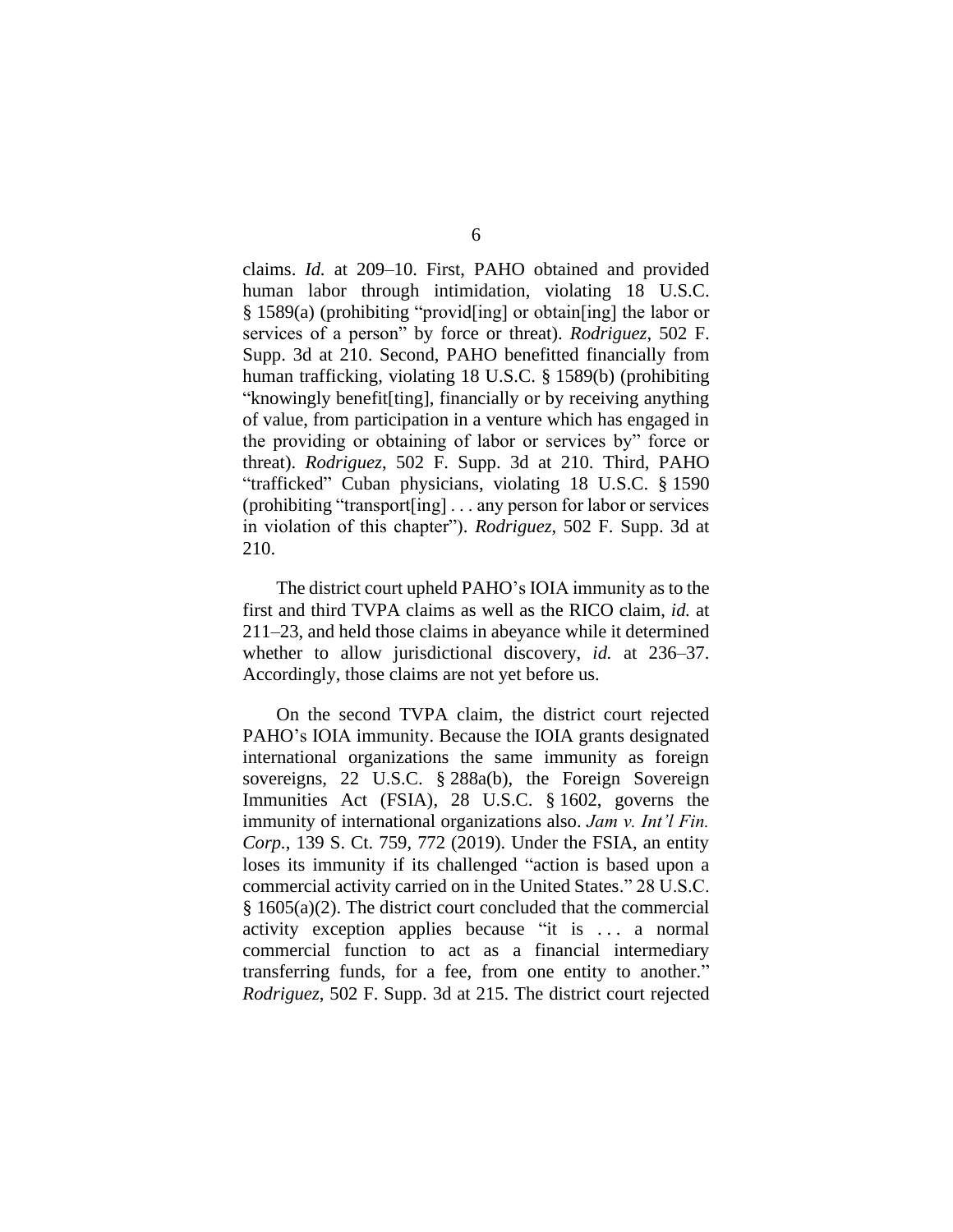claims. *Id.* at 209–10. First, PAHO obtained and provided human labor through intimidation, violating 18 U.S.C. § 1589(a) (prohibiting "provid[ing] or obtain[ing] the labor or services of a person" by force or threat). *Rodriguez*, 502 F. Supp. 3d at 210. Second, PAHO benefitted financially from human trafficking, violating 18 U.S.C. § 1589(b) (prohibiting "knowingly benefit[ting], financially or by receiving anything of value, from participation in a venture which has engaged in the providing or obtaining of labor or services by" force or threat). *Rodriguez*, 502 F. Supp. 3d at 210. Third, PAHO "trafficked" Cuban physicians, violating 18 U.S.C. § 1590 (prohibiting "transport[ing] . . . any person for labor or services in violation of this chapter"). *Rodriguez*, 502 F. Supp. 3d at 210.

The district court upheld PAHO's IOIA immunity as to the first and third TVPA claims as well as the RICO claim, *id.* at 211–23, and held those claims in abeyance while it determined whether to allow jurisdictional discovery, *id.* at 236–37. Accordingly, those claims are not yet before us.

On the second TVPA claim, the district court rejected PAHO's IOIA immunity. Because the IOIA grants designated international organizations the same immunity as foreign sovereigns, 22 U.S.C. § 288a(b), the Foreign Sovereign Immunities Act (FSIA), 28 U.S.C. § 1602, governs the immunity of international organizations also. *Jam v. Int'l Fin. Corp.*, 139 S. Ct. 759, 772 (2019). Under the FSIA, an entity loses its immunity if its challenged "action is based upon a commercial activity carried on in the United States." 28 U.S.C. § 1605(a)(2). The district court concluded that the commercial activity exception applies because "it is . . . a normal commercial function to act as a financial intermediary transferring funds, for a fee, from one entity to another." *Rodriguez*, 502 F. Supp. 3d at 215. The district court rejected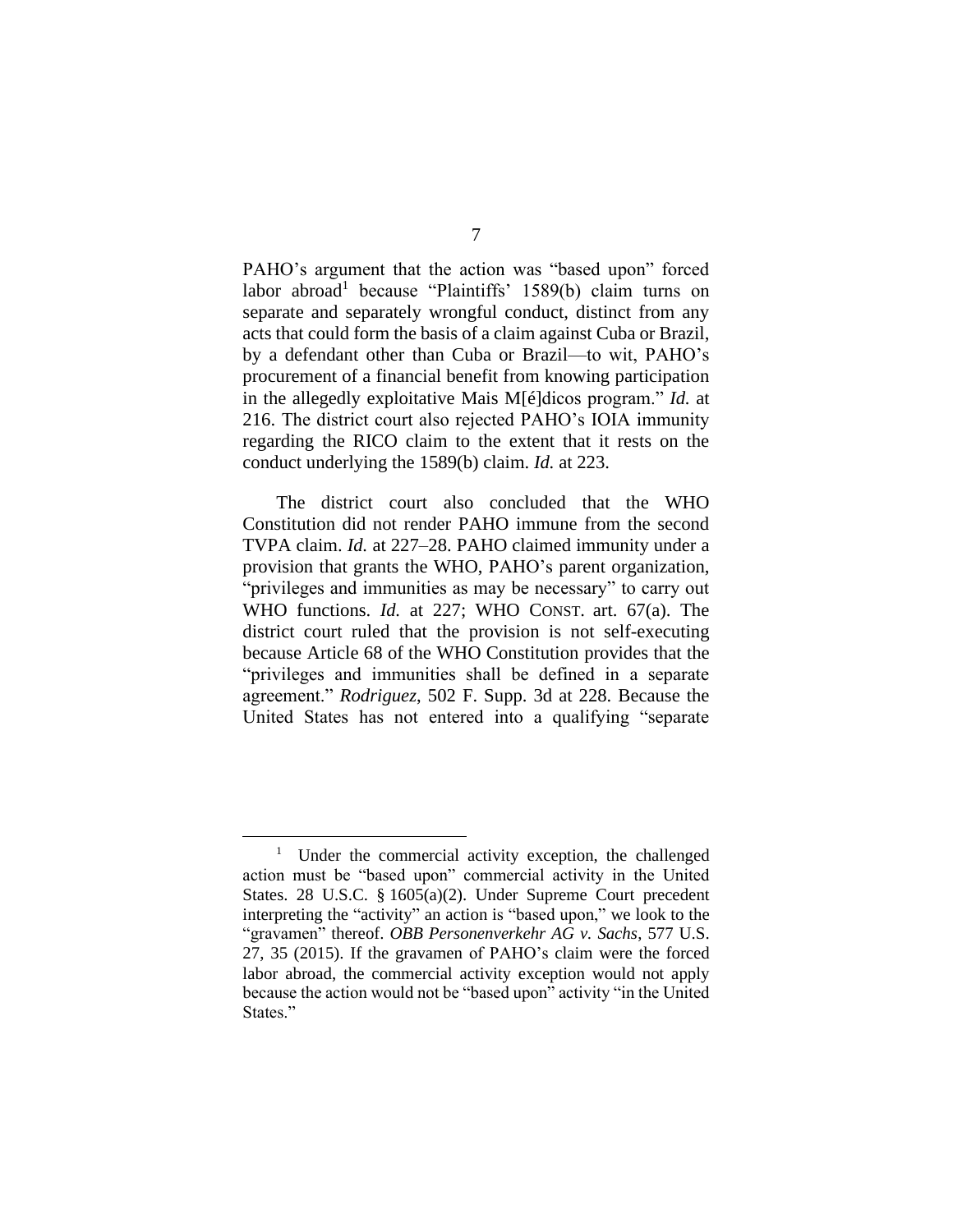PAHO's argument that the action was "based upon" forced labor abroad[1] because "Plaintiffs' 1589(b) claim turns on separate and separately wrongful conduct, distinct from any acts that could form the basis of a claim against Cuba or Brazil, by a defendant other than Cuba or Brazil—to wit, PAHO's procurement of a financial benefit from knowing participation in the allegedly exploitative Mais M[é]dicos program." *Id.* at 216. The district court also rejected PAHO's IOIA immunity regarding the RICO claim to the extent that it rests on the conduct underlying the 1589(b) claim. *Id.* at 223.

The district court also concluded that the WHO Constitution did not render PAHO immune from the second TVPA claim. *Id.* at 227–28. PAHO claimed immunity under a provision that grants the WHO, PAHO's parent organization, "privileges and immunities as may be necessary" to carry out WHO functions. *Id.* at 227; WHO CONST. art. 67(a). The district court ruled that the provision is not self-executing because Article 68 of the WHO Constitution provides that the "privileges and immunities shall be defined in a separate agreement." *Rodriguez*, 502 F. Supp. 3d at 228. Because the United States has not entered into a qualifying "separate

---

[1] Under the commercial activity exception, the challenged action must be "based upon" commercial activity in the United States. 28 U.S.C. § 1605(a)(2). Under Supreme Court precedent interpreting the "activity" an action is "based upon," we look to the "gravamen" thereof. *OBB Personenverkehr AG v. Sachs*, 577 U.S. 27, 35 (2015). If the gravamen of PAHO's claim were the forced labor abroad, the commercial activity exception would not apply because the action would not be "based upon" activity "in the United States."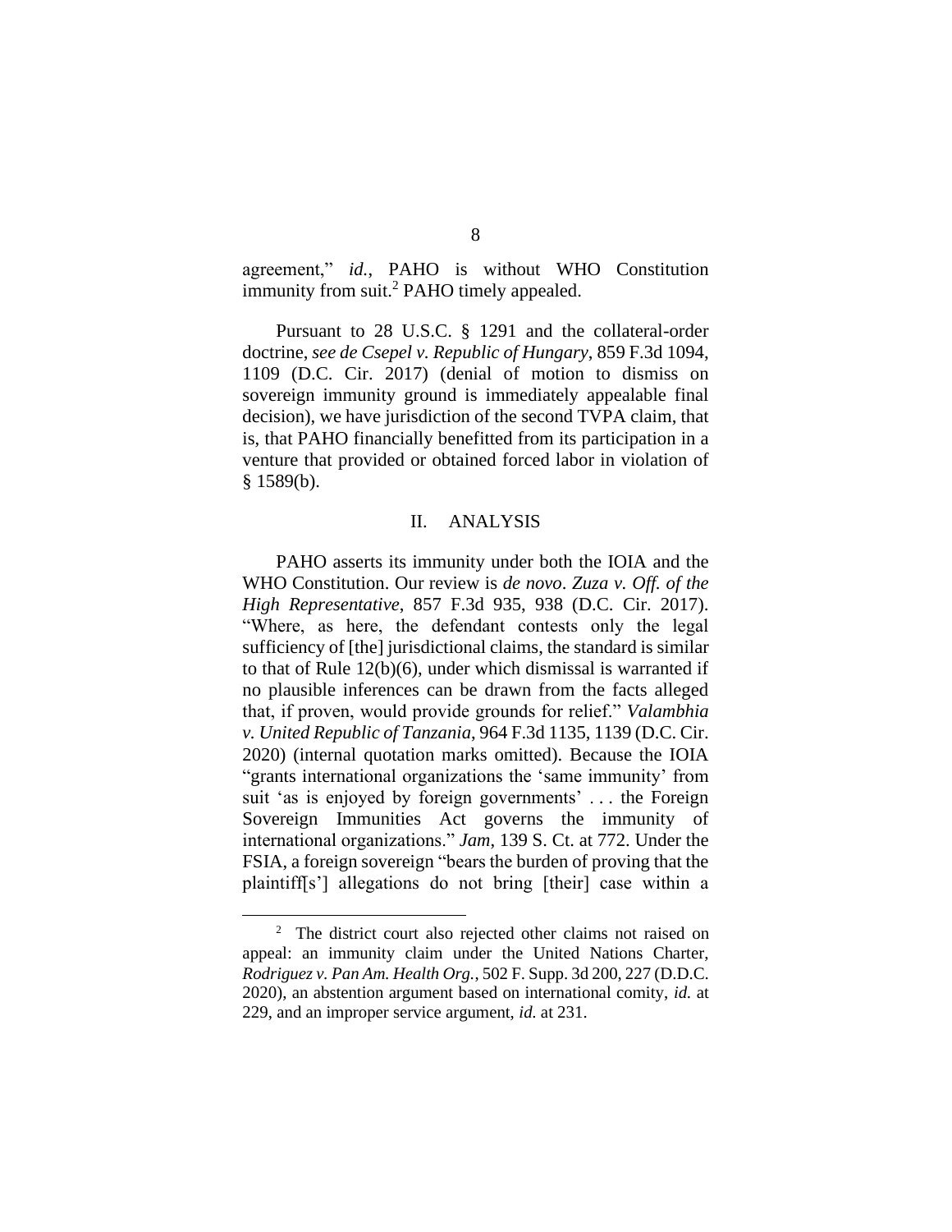agreement," *id.*, PAHO is without WHO Constitution immunity from suit.[2] PAHO timely appealed.

Pursuant to 28 U.S.C. § 1291 and the collateral-order doctrine, *see de Csepel v. Republic of Hungary*, 859 F.3d 1094, 1109 (D.C. Cir. 2017) (denial of motion to dismiss on sovereign immunity ground is immediately appealable final decision), we have jurisdiction of the second TVPA claim, that is, that PAHO financially benefitted from its participation in a venture that provided or obtained forced labor in violation of § 1589(b).

## II. ANALYSIS

PAHO asserts its immunity under both the IOIA and the WHO Constitution. Our review is *de novo*. *Zuza v. Off. of the High Representative*, 857 F.3d 935, 938 (D.C. Cir. 2017). "Where, as here, the defendant contests only the legal sufficiency of [the] jurisdictional claims, the standard is similar to that of Rule 12(b)(6), under which dismissal is warranted if no plausible inferences can be drawn from the facts alleged that, if proven, would provide grounds for relief." *Valambhia v. United Republic of Tanzania*, 964 F.3d 1135, 1139 (D.C. Cir. 2020) (internal quotation marks omitted). Because the IOIA "grants international organizations the 'same immunity' from suit 'as is enjoyed by foreign governments' . . . the Foreign Sovereign Immunities Act governs the immunity of international organizations." *Jam*, 139 S. Ct. at 772. Under the FSIA, a foreign sovereign "bears the burden of proving that the plaintiff[s'] allegations do not bring [their] case within a

---

[2] The district court also rejected other claims not raised on appeal: an immunity claim under the United Nations Charter, *Rodriguez v. Pan Am. Health Org.*, 502 F. Supp. 3d 200, 227 (D.D.C. 2020), an abstention argument based on international comity, *id.* at 229, and an improper service argument, *id.* at 231.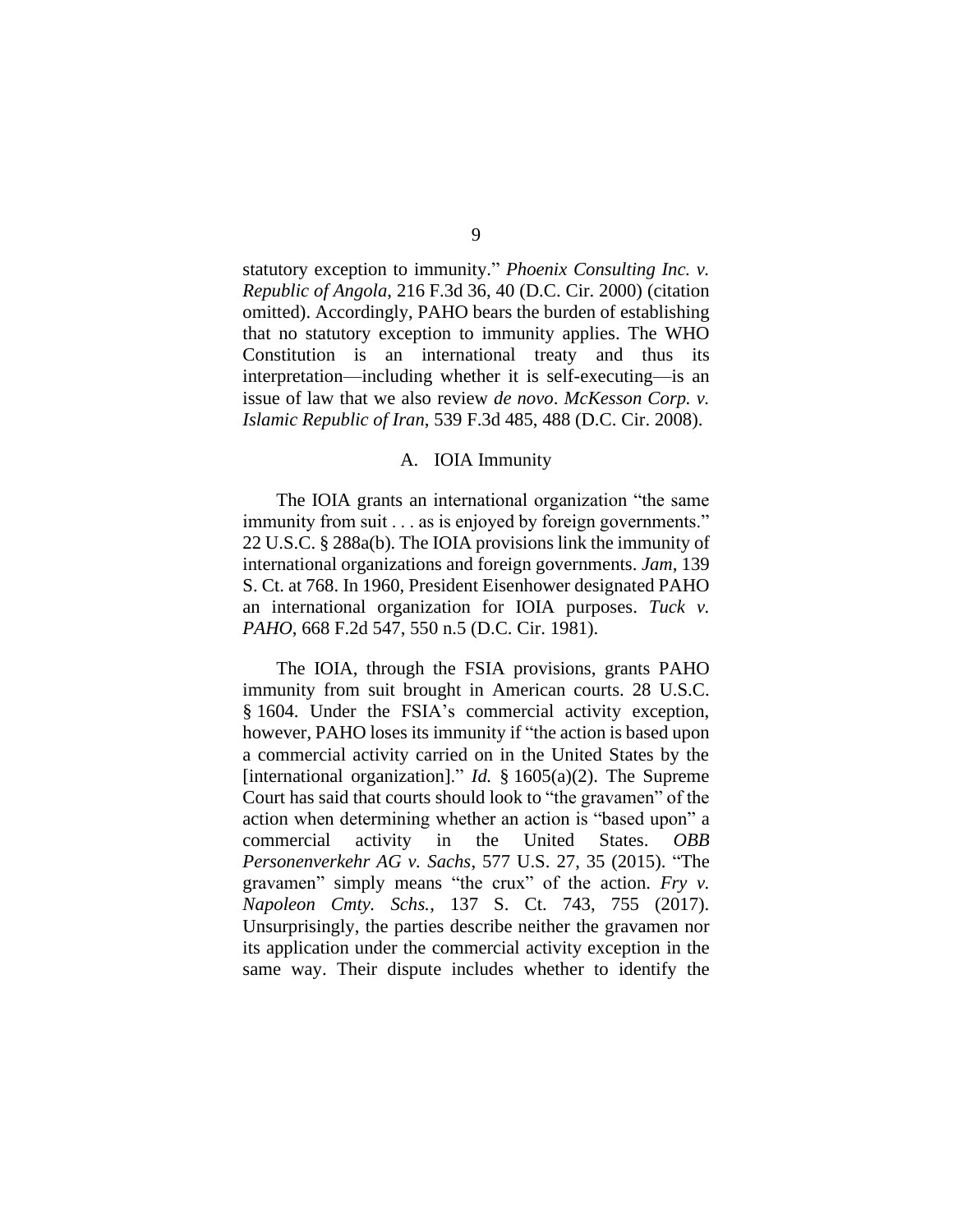statutory exception to immunity." *Phoenix Consulting Inc. v. Republic of Angola*, 216 F.3d 36, 40 (D.C. Cir. 2000) (citation omitted). Accordingly, PAHO bears the burden of establishing that no statutory exception to immunity applies. The WHO Constitution is an international treaty and thus its interpretation—including whether it is self-executing—is an issue of law that we also review *de novo*. *McKesson Corp. v. Islamic Republic of Iran*, 539 F.3d 485, 488 (D.C. Cir. 2008).

### A. IOIA Immunity

The IOIA grants an international organization "the same immunity from suit . . . as is enjoyed by foreign governments." 22 U.S.C. § 288a(b). The IOIA provisions link the immunity of international organizations and foreign governments. *Jam*, 139 S. Ct. at 768. In 1960, President Eisenhower designated PAHO an international organization for IOIA purposes. *Tuck v. PAHO*, 668 F.2d 547, 550 n.5 (D.C. Cir. 1981).

The IOIA, through the FSIA provisions, grants PAHO immunity from suit brought in American courts. 28 U.S.C. § 1604. Under the FSIA's commercial activity exception, however, PAHO loses its immunity if "the action is based upon a commercial activity carried on in the United States by the [international organization]." *Id.* § 1605(a)(2). The Supreme Court has said that courts should look to "the gravamen" of the action when determining whether an action is "based upon" a commercial activity in the United States. *OBB Personenverkehr AG v. Sachs*, 577 U.S. 27, 35 (2015). "The gravamen" simply means "the crux" of the action. *Fry v. Napoleon Cmty. Schs.*, 137 S. Ct. 743, 755 (2017). Unsurprisingly, the parties describe neither the gravamen nor its application under the commercial activity exception in the same way. Their dispute includes whether to identify the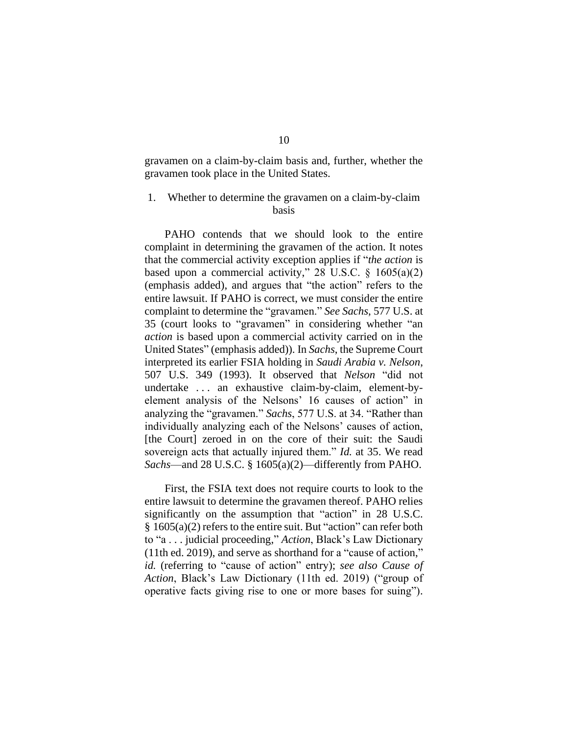gravamen on a claim-by-claim basis and, further, whether the gravamen took place in the United States.

### 1. Whether to determine the gravamen on a claim-by-claim basis

PAHO contends that we should look to the entire complaint in determining the gravamen of the action. It notes that the commercial activity exception applies if "*the action* is based upon a commercial activity," 28 U.S.C. § 1605(a)(2) (emphasis added), and argues that "the action" refers to the entire lawsuit. If PAHO is correct, we must consider the entire complaint to determine the "gravamen." *See Sachs*, 577 U.S. at 35 (court looks to "gravamen" in considering whether "an *action* is based upon a commercial activity carried on in the United States" (emphasis added)). In *Sachs*, the Supreme Court interpreted its earlier FSIA holding in *Saudi Arabia v. Nelson*, 507 U.S. 349 (1993). It observed that *Nelson* "did not undertake . . . an exhaustive claim-by-claim, element-by-element analysis of the Nelsons' 16 causes of action" in analyzing the "gravamen." *Sachs*, 577 U.S. at 34. "Rather than individually analyzing each of the Nelsons' causes of action, [the Court] zeroed in on the core of their suit: the Saudi sovereign acts that actually injured them." *Id.* at 35. We read *Sachs*—and 28 U.S.C. § 1605(a)(2)—differently from PAHO.

First, the FSIA text does not require courts to look to the entire lawsuit to determine the gravamen thereof. PAHO relies significantly on the assumption that "action" in 28 U.S.C. § 1605(a)(2) refers to the entire suit. But "action" can refer both to "a . . . judicial proceeding," *Action*, Black's Law Dictionary (11th ed. 2019), and serve as shorthand for a "cause of action," *id.* (referring to "cause of action" entry); *see also Cause of Action*, Black's Law Dictionary (11th ed. 2019) ("group of operative facts giving rise to one or more bases for suing").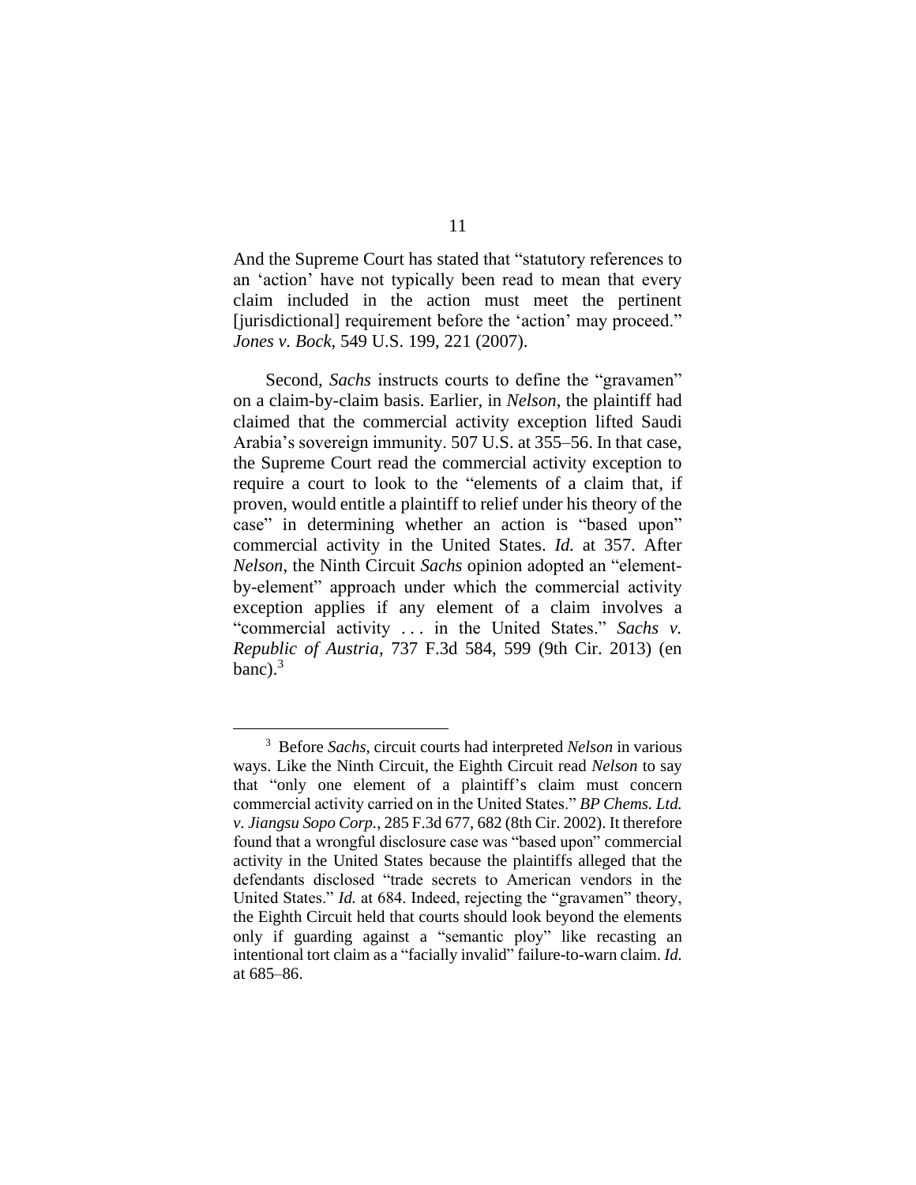And the Supreme Court has stated that "statutory references to an 'action' have not typically been read to mean that every claim included in the action must meet the pertinent [jurisdictional] requirement before the 'action' may proceed." *Jones v. Bock*, 549 U.S. 199, 221 (2007).

Second, *Sachs* instructs courts to define the "gravamen" on a claim-by-claim basis. Earlier, in *Nelson*, the plaintiff had claimed that the commercial activity exception lifted Saudi Arabia's sovereign immunity. 507 U.S. at 355–56. In that case, the Supreme Court read the commercial activity exception to require a court to look to the "elements of a claim that, if proven, would entitle a plaintiff to relief under his theory of the case" in determining whether an action is "based upon" commercial activity in the United States. *Id.* at 357. After *Nelson*, the Ninth Circuit *Sachs* opinion adopted an "element-by-element" approach under which the commercial activity exception applies if any element of a claim involves a "commercial activity . . . in the United States." *Sachs v. Republic of Austria*, 737 F.3d 584, 599 (9th Cir. 2013) (en banc).[3]

---

[3] Before *Sachs*, circuit courts had interpreted *Nelson* in various ways. Like the Ninth Circuit, the Eighth Circuit read *Nelson* to say that "only one element of a plaintiff's claim must concern commercial activity carried on in the United States." *BP Chems. Ltd. v. Jiangsu Sopo Corp.*, 285 F.3d 677, 682 (8th Cir. 2002). It therefore found that a wrongful disclosure case was "based upon" commercial activity in the United States because the plaintiffs alleged that the defendants disclosed "trade secrets to American vendors in the United States." *Id.* at 684. Indeed, rejecting the "gravamen" theory, the Eighth Circuit held that courts should look beyond the elements only if guarding against a "semantic ploy" like recasting an intentional tort claim as a "facially invalid" failure-to-warn claim. *Id.* at 685–86.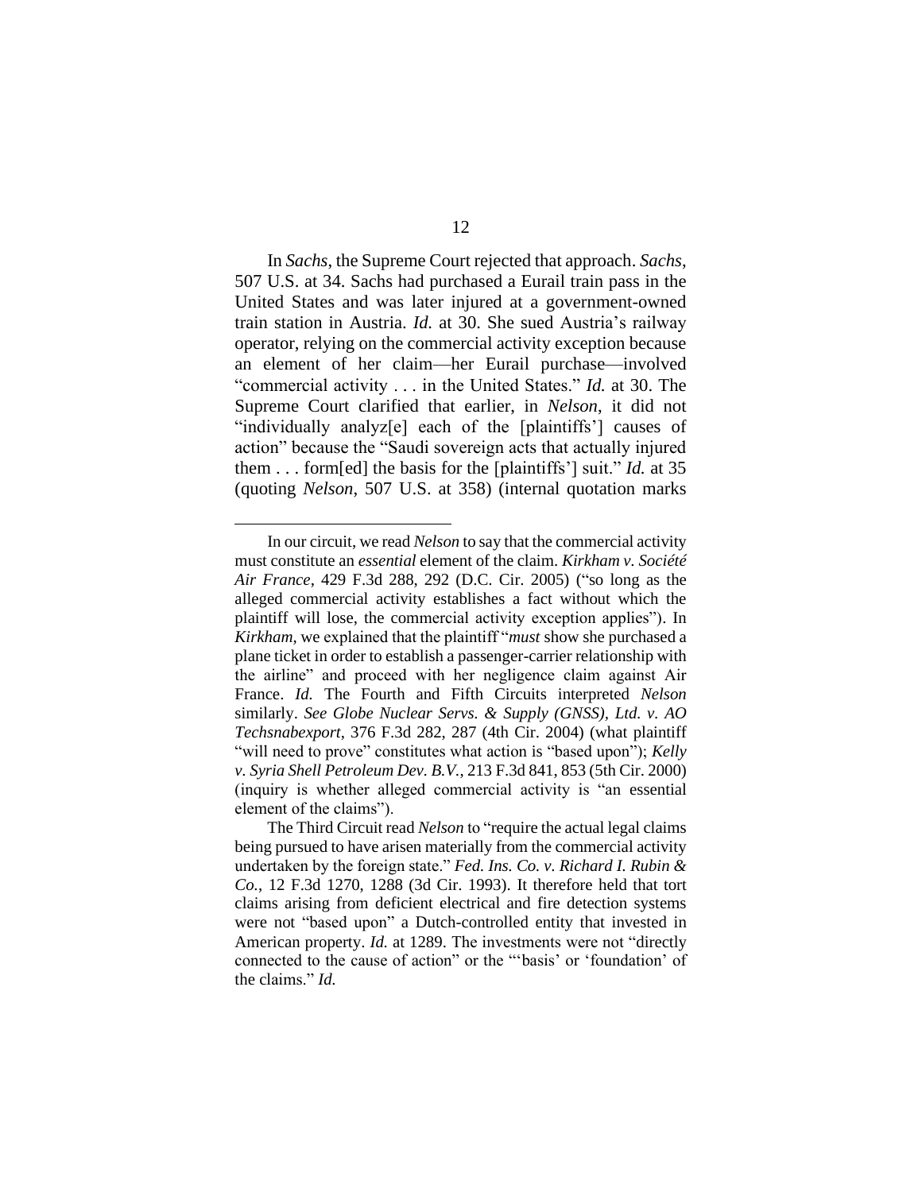In *Sachs*, the Supreme Court rejected that approach. *Sachs*, 507 U.S. at 34. Sachs had purchased a Eurail train pass in the United States and was later injured at a government-owned train station in Austria. *Id.* at 30. She sued Austria's railway operator, relying on the commercial activity exception because an element of her claim—her Eurail purchase—involved "commercial activity . . . in the United States." *Id.* at 30. The Supreme Court clarified that earlier, in *Nelson*, it did not "individually analyz[e] each of the [plaintiffs'] causes of action" because the "Saudi sovereign acts that actually injured them . . . form[ed] the basis for the [plaintiffs'] suit." *Id.* at 35 (quoting *Nelson*, 507 U.S. at 358) (internal quotation marks

---

In our circuit, we read *Nelson* to say that the commercial activity must constitute an *essential* element of the claim. *Kirkham v. Société Air France*, 429 F.3d 288, 292 (D.C. Cir. 2005) ("so long as the alleged commercial activity establishes a fact without which the plaintiff will lose, the commercial activity exception applies"). In *Kirkham*, we explained that the plaintiff "*must* show she purchased a plane ticket in order to establish a passenger-carrier relationship with the airline" and proceed with her negligence claim against Air France. *Id.* The Fourth and Fifth Circuits interpreted *Nelson* similarly. *See Globe Nuclear Servs. & Supply (GNSS), Ltd. v. AO Techsnabexport*, 376 F.3d 282, 287 (4th Cir. 2004) (what plaintiff "will need to prove" constitutes what action is "based upon"); *Kelly v. Syria Shell Petroleum Dev. B.V.*, 213 F.3d 841, 853 (5th Cir. 2000) (inquiry is whether alleged commercial activity is "an essential element of the claims").

The Third Circuit read *Nelson* to "require the actual legal claims being pursued to have arisen materially from the commercial activity undertaken by the foreign state." *Fed. Ins. Co. v. Richard I. Rubin & Co.*, 12 F.3d 1270, 1288 (3d Cir. 1993). It therefore held that tort claims arising from deficient electrical and fire detection systems were not "based upon" a Dutch-controlled entity that invested in American property. *Id.* at 1289. The investments were not "directly connected to the cause of action" or the "'basis' or 'foundation' of the claims." *Id.*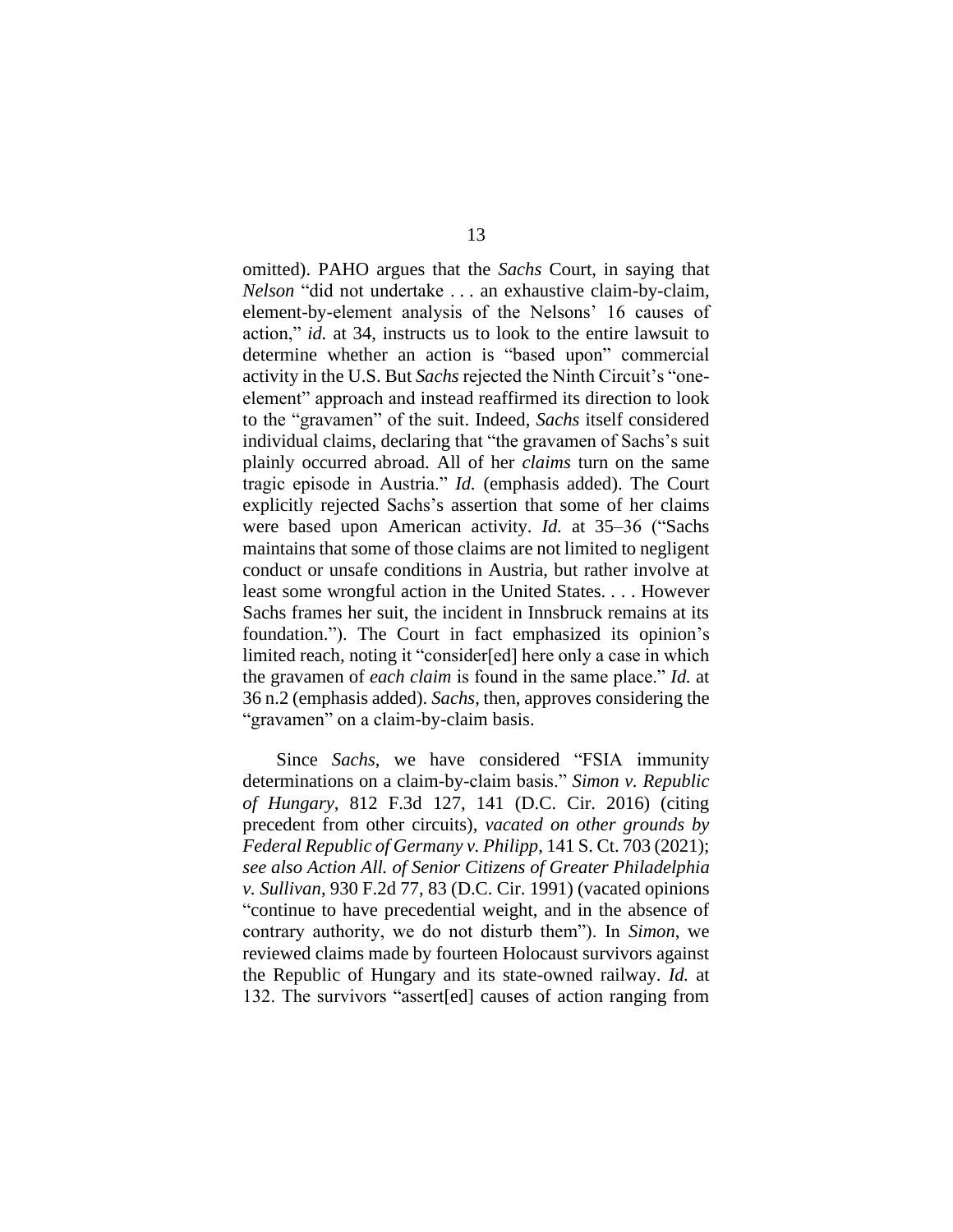omitted). PAHO argues that the *Sachs* Court, in saying that *Nelson* "did not undertake . . . an exhaustive claim-by-claim, element-by-element analysis of the Nelsons' 16 causes of action," *id.* at 34, instructs us to look to the entire lawsuit to determine whether an action is "based upon" commercial activity in the U.S. But *Sachs* rejected the Ninth Circuit's "one-element" approach and instead reaffirmed its direction to look to the "gravamen" of the suit. Indeed, *Sachs* itself considered individual claims, declaring that "the gravamen of Sachs's suit plainly occurred abroad. All of her *claims* turn on the same tragic episode in Austria." *Id.* (emphasis added). The Court explicitly rejected Sachs's assertion that some of her claims were based upon American activity. *Id.* at 35–36 ("Sachs maintains that some of those claims are not limited to negligent conduct or unsafe conditions in Austria, but rather involve at least some wrongful action in the United States. . . . However Sachs frames her suit, the incident in Innsbruck remains at its foundation."). The Court in fact emphasized its opinion's limited reach, noting it "consider[ed] here only a case in which the gravamen of *each claim* is found in the same place." *Id.* at 36 n.2 (emphasis added). *Sachs*, then, approves considering the "gravamen" on a claim-by-claim basis.

Since *Sachs*, we have considered "FSIA immunity determinations on a claim-by-claim basis." *Simon v. Republic of Hungary*, 812 F.3d 127, 141 (D.C. Cir. 2016) (citing precedent from other circuits), *vacated on other grounds by Federal Republic of Germany v. Philipp*, 141 S. Ct. 703 (2021); *see also Action All. of Senior Citizens of Greater Philadelphia v. Sullivan*, 930 F.2d 77, 83 (D.C. Cir. 1991) (vacated opinions "continue to have precedential weight, and in the absence of contrary authority, we do not disturb them"). In *Simon*, we reviewed claims made by fourteen Holocaust survivors against the Republic of Hungary and its state-owned railway. *Id.* at 132. The survivors "assert[ed] causes of action ranging from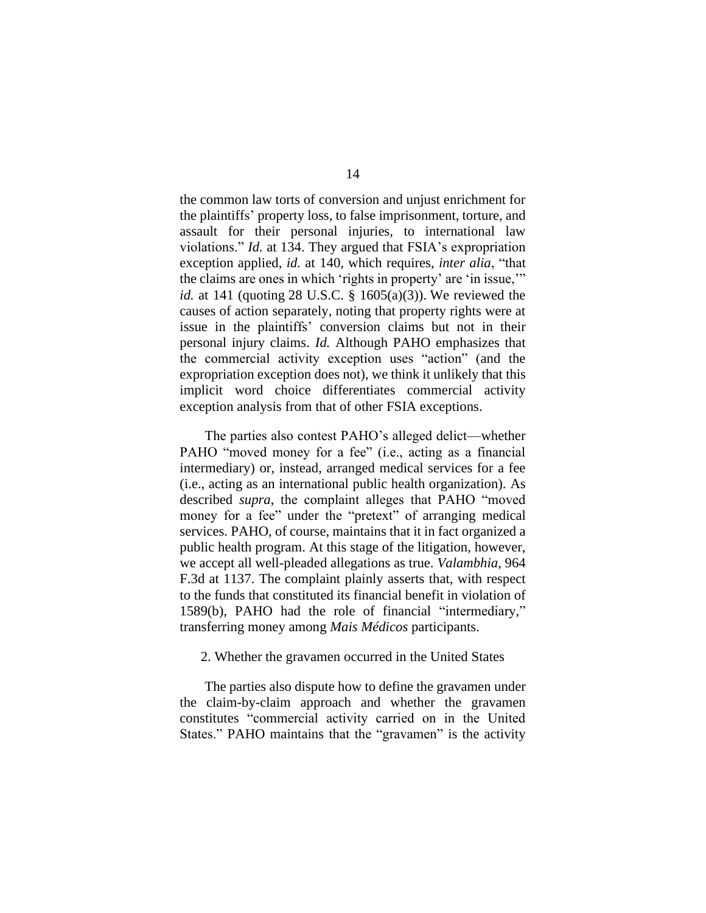the common law torts of conversion and unjust enrichment for the plaintiffs' property loss, to false imprisonment, torture, and assault for their personal injuries, to international law violations." *Id.* at 134. They argued that FSIA's expropriation exception applied, *id.* at 140, which requires, *inter alia*, "that the claims are ones in which 'rights in property' are 'in issue,'" *id.* at 141 (quoting 28 U.S.C. § 1605(a)(3)). We reviewed the causes of action separately, noting that property rights were at issue in the plaintiffs' conversion claims but not in their personal injury claims. *Id.* Although PAHO emphasizes that the commercial activity exception uses "action" (and the expropriation exception does not), we think it unlikely that this implicit word choice differentiates commercial activity exception analysis from that of other FSIA exceptions.

The parties also contest PAHO's alleged delict—whether PAHO "moved money for a fee" (i.e., acting as a financial intermediary) or, instead, arranged medical services for a fee (i.e., acting as an international public health organization). As described *supra*, the complaint alleges that PAHO "moved money for a fee" under the "pretext" of arranging medical services. PAHO, of course, maintains that it in fact organized a public health program. At this stage of the litigation, however, we accept all well-pleaded allegations as true. *Valambhia*, 964 F.3d at 1137. The complaint plainly asserts that, with respect to the funds that constituted its financial benefit in violation of 1589(b), PAHO had the role of financial "intermediary," transferring money among *Mais Médicos* participants.

2. Whether the gravamen occurred in the United States

The parties also dispute how to define the gravamen under the claim-by-claim approach and whether the gravamen constitutes "commercial activity carried on in the United States." PAHO maintains that the "gravamen" is the activity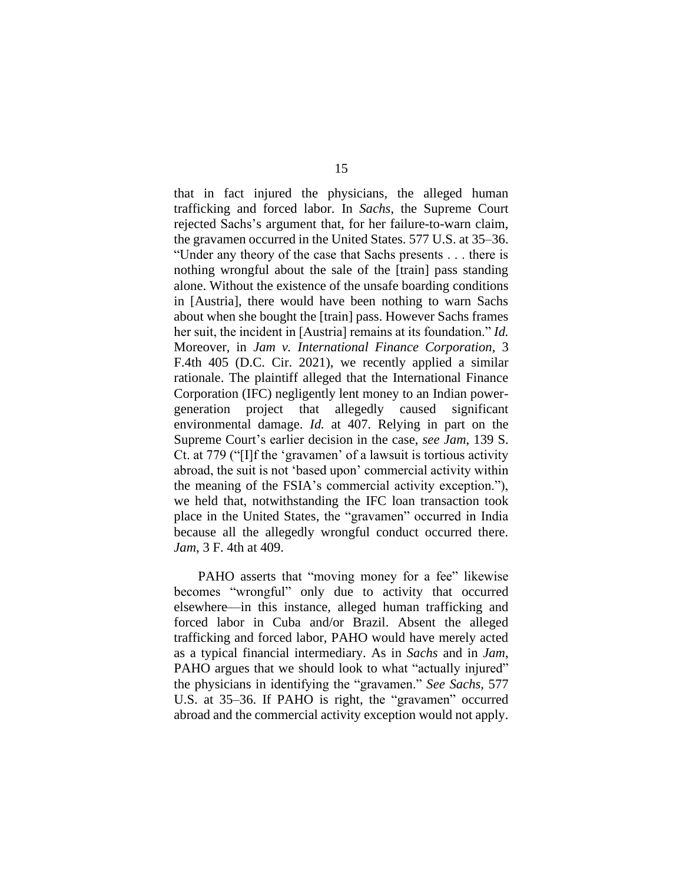that in fact injured the physicians, the alleged human trafficking and forced labor. In *Sachs*, the Supreme Court rejected Sachs's argument that, for her failure-to-warn claim, the gravamen occurred in the United States. 577 U.S. at 35–36. "Under any theory of the case that Sachs presents . . . there is nothing wrongful about the sale of the [train] pass standing alone. Without the existence of the unsafe boarding conditions in [Austria], there would have been nothing to warn Sachs about when she bought the [train] pass. However Sachs frames her suit, the incident in [Austria] remains at its foundation." *Id.* Moreover, in *Jam v. International Finance Corporation*, 3 F.4th 405 (D.C. Cir. 2021), we recently applied a similar rationale. The plaintiff alleged that the International Finance Corporation (IFC) negligently lent money to an Indian power-generation project that allegedly caused significant environmental damage. *Id.* at 407. Relying in part on the Supreme Court's earlier decision in the case, *see Jam*, 139 S. Ct. at 779 ("[I]f the 'gravamen' of a lawsuit is tortious activity abroad, the suit is not 'based upon' commercial activity within the meaning of the FSIA's commercial activity exception."), we held that, notwithstanding the IFC loan transaction took place in the United States, the "gravamen" occurred in India because all the allegedly wrongful conduct occurred there. *Jam*, 3 F. 4th at 409.

PAHO asserts that "moving money for a fee" likewise becomes "wrongful" only due to activity that occurred elsewhere—in this instance, alleged human trafficking and forced labor in Cuba and/or Brazil. Absent the alleged trafficking and forced labor, PAHO would have merely acted as a typical financial intermediary. As in *Sachs* and in *Jam*, PAHO argues that we should look to what "actually injured" the physicians in identifying the "gravamen." *See Sachs*, 577 U.S. at 35–36. If PAHO is right, the "gravamen" occurred abroad and the commercial activity exception would not apply.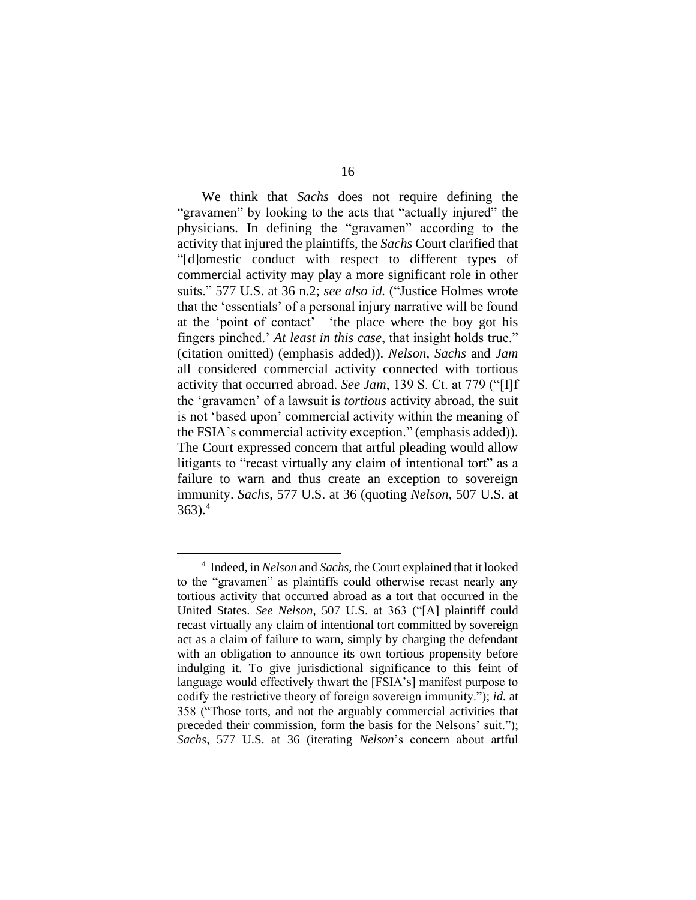We think that *Sachs* does not require defining the "gravamen" by looking to the acts that "actually injured" the physicians. In defining the "gravamen" according to the activity that injured the plaintiffs, the *Sachs* Court clarified that "[d]omestic conduct with respect to different types of commercial activity may play a more significant role in other suits." 577 U.S. at 36 n.2; *see also id.* ("Justice Holmes wrote that the 'essentials' of a personal injury narrative will be found at the 'point of contact'—'the place where the boy got his fingers pinched.' *At least in this case*, that insight holds true." (citation omitted) (emphasis added)). *Nelson*, *Sachs* and *Jam* all considered commercial activity connected with tortious activity that occurred abroad. *See Jam*, 139 S. Ct. at 779 ("[I]f the 'gravamen' of a lawsuit is *tortious* activity abroad, the suit is not 'based upon' commercial activity within the meaning of the FSIA's commercial activity exception." (emphasis added)). The Court expressed concern that artful pleading would allow litigants to "recast virtually any claim of intentional tort" as a failure to warn and thus create an exception to sovereign immunity. *Sachs*, 577 U.S. at 36 (quoting *Nelson*, 507 U.S. at 363).[4]

[4] Indeed, in *Nelson* and *Sachs*, the Court explained that it looked to the "gravamen" as plaintiffs could otherwise recast nearly any tortious activity that occurred abroad as a tort that occurred in the United States. *See Nelson*, 507 U.S. at 363 ("[A] plaintiff could recast virtually any claim of intentional tort committed by sovereign act as a claim of failure to warn, simply by charging the defendant with an obligation to announce its own tortious propensity before indulging it. To give jurisdictional significance to this feint of language would effectively thwart the [FSIA's] manifest purpose to codify the restrictive theory of foreign sovereign immunity."); *id.* at 358 ("Those torts, and not the arguably commercial activities that preceded their commission, form the basis for the Nelsons' suit."); *Sachs*, 577 U.S. at 36 (iterating *Nelson*'s concern about artful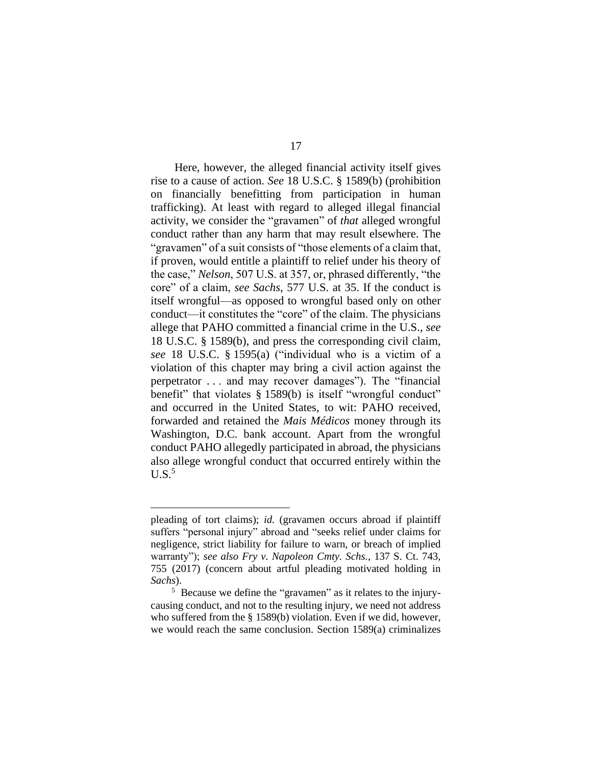Here, however, the alleged financial activity itself gives rise to a cause of action. *See* 18 U.S.C. § 1589(b) (prohibition on financially benefitting from participation in human trafficking). At least with regard to alleged illegal financial activity, we consider the "gravamen" of *that* alleged wrongful conduct rather than any harm that may result elsewhere. The "gravamen" of a suit consists of "those elements of a claim that, if proven, would entitle a plaintiff to relief under his theory of the case," *Nelson*, 507 U.S. at 357, or, phrased differently, "the core" of a claim, *see Sachs*, 577 U.S. at 35. If the conduct is itself wrongful—as opposed to wrongful based only on other conduct—it constitutes the "core" of the claim. The physicians allege that PAHO committed a financial crime in the U.S., *see* 18 U.S.C. § 1589(b), and press the corresponding civil claim, *see* 18 U.S.C. § 1595(a) ("individual who is a victim of a violation of this chapter may bring a civil action against the perpetrator . . . and may recover damages"). The "financial benefit" that violates § 1589(b) is itself "wrongful conduct" and occurred in the United States, to wit: PAHO received, forwarded and retained the *Mais Médicos* money through its Washington, D.C. bank account. Apart from the wrongful conduct PAHO allegedly participated in abroad, the physicians also allege wrongful conduct that occurred entirely within the U.S.[5]

---

pleading of tort claims); *id.* (gravamen occurs abroad if plaintiff suffers "personal injury" abroad and "seeks relief under claims for negligence, strict liability for failure to warn, or breach of implied warranty"); *see also Fry v. Napoleon Cmty. Schs.*, 137 S. Ct. 743, 755 (2017) (concern about artful pleading motivated holding in *Sachs*).

[5] Because we define the "gravamen" as it relates to the injury-causing conduct, and not to the resulting injury, we need not address who suffered from the § 1589(b) violation. Even if we did, however, we would reach the same conclusion. Section 1589(a) criminalizes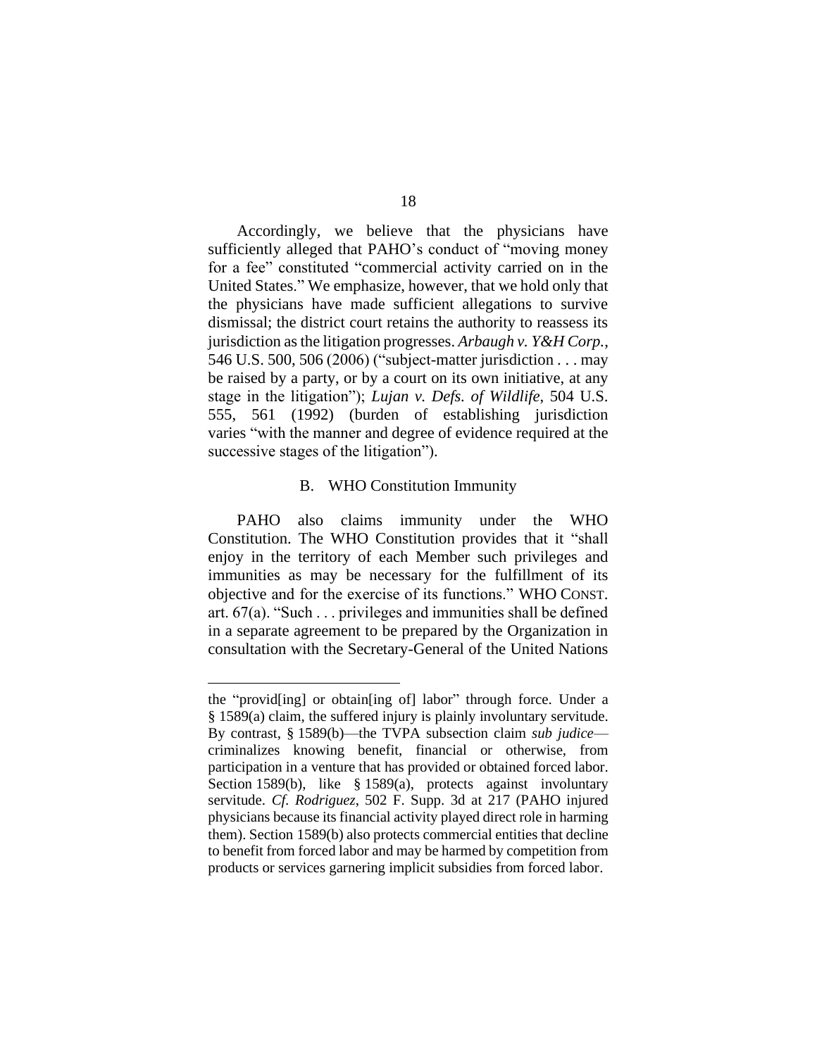Accordingly, we believe that the physicians have sufficiently alleged that PAHO's conduct of "moving money for a fee" constituted "commercial activity carried on in the United States." We emphasize, however, that we hold only that the physicians have made sufficient allegations to survive dismissal; the district court retains the authority to reassess its jurisdiction as the litigation progresses. *Arbaugh v. Y&H Corp.*, 546 U.S. 500, 506 (2006) ("subject-matter jurisdiction . . . may be raised by a party, or by a court on its own initiative, at any stage in the litigation"); *Lujan v. Defs. of Wildlife*, 504 U.S. 555, 561 (1992) (burden of establishing jurisdiction varies "with the manner and degree of evidence required at the successive stages of the litigation").

## B. WHO Constitution Immunity

PAHO also claims immunity under the WHO Constitution. The WHO Constitution provides that it "shall enjoy in the territory of each Member such privileges and immunities as may be necessary for the fulfillment of its objective and for the exercise of its functions." WHO CONST. art. 67(a). "Such . . . privileges and immunities shall be defined in a separate agreement to be prepared by the Organization in consultation with the Secretary-General of the United Nations

---

the "provid[ing] or obtain[ing of] labor" through force. Under a § 1589(a) claim, the suffered injury is plainly involuntary servitude. By contrast, § 1589(b)—the TVPA subsection claim *sub judice*—criminalizes knowing benefit, financial or otherwise, from participation in a venture that has provided or obtained forced labor. Section 1589(b), like § 1589(a), protects against involuntary servitude. *Cf. Rodriguez*, 502 F. Supp. 3d at 217 (PAHO injured physicians because its financial activity played direct role in harming them). Section 1589(b) also protects commercial entities that decline to benefit from forced labor and may be harmed by competition from products or services garnering implicit subsidies from forced labor.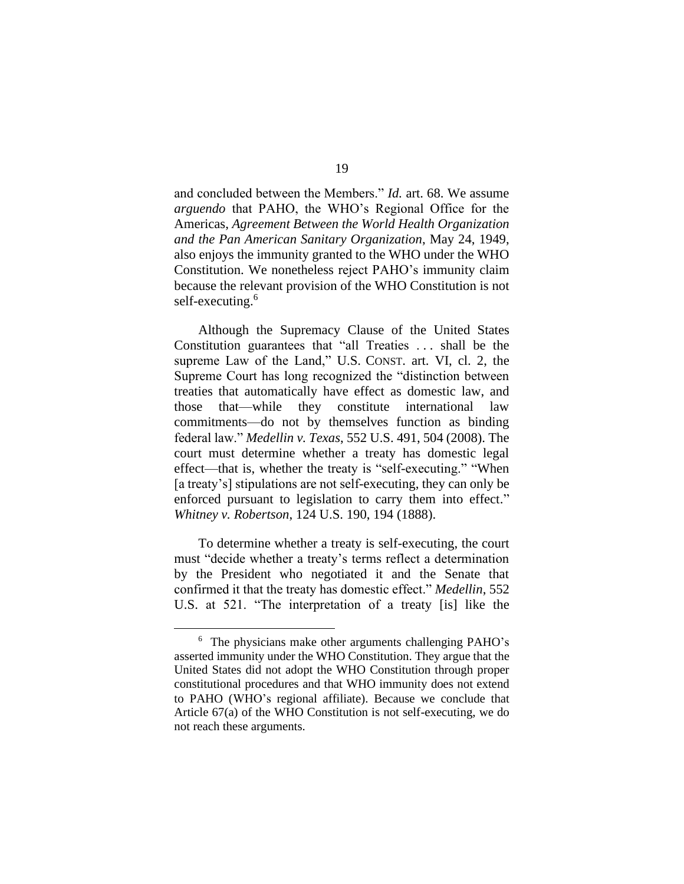and concluded between the Members." *Id.* art. 68. We assume *arguendo* that PAHO, the WHO's Regional Office for the Americas, *Agreement Between the World Health Organization and the Pan American Sanitary Organization*, May 24, 1949, also enjoys the immunity granted to the WHO under the WHO Constitution. We nonetheless reject PAHO's immunity claim because the relevant provision of the WHO Constitution is not self-executing.[6]

Although the Supremacy Clause of the United States Constitution guarantees that "all Treaties . . . shall be the supreme Law of the Land," U.S. CONST. art. VI, cl. 2, the Supreme Court has long recognized the "distinction between treaties that automatically have effect as domestic law, and those that—while they constitute international law commitments—do not by themselves function as binding federal law." *Medellin v. Texas*, 552 U.S. 491, 504 (2008). The court must determine whether a treaty has domestic legal effect—that is, whether the treaty is "self-executing." "When [a treaty's] stipulations are not self-executing, they can only be enforced pursuant to legislation to carry them into effect." *Whitney v. Robertson*, 124 U.S. 190, 194 (1888).

To determine whether a treaty is self-executing, the court must "decide whether a treaty's terms reflect a determination by the President who negotiated it and the Senate that confirmed it that the treaty has domestic effect." *Medellin*, 552 U.S. at 521. "The interpretation of a treaty [is] like the

---

[6] The physicians make other arguments challenging PAHO's asserted immunity under the WHO Constitution. They argue that the United States did not adopt the WHO Constitution through proper constitutional procedures and that WHO immunity does not extend to PAHO (WHO's regional affiliate). Because we conclude that Article 67(a) of the WHO Constitution is not self-executing, we do not reach these arguments.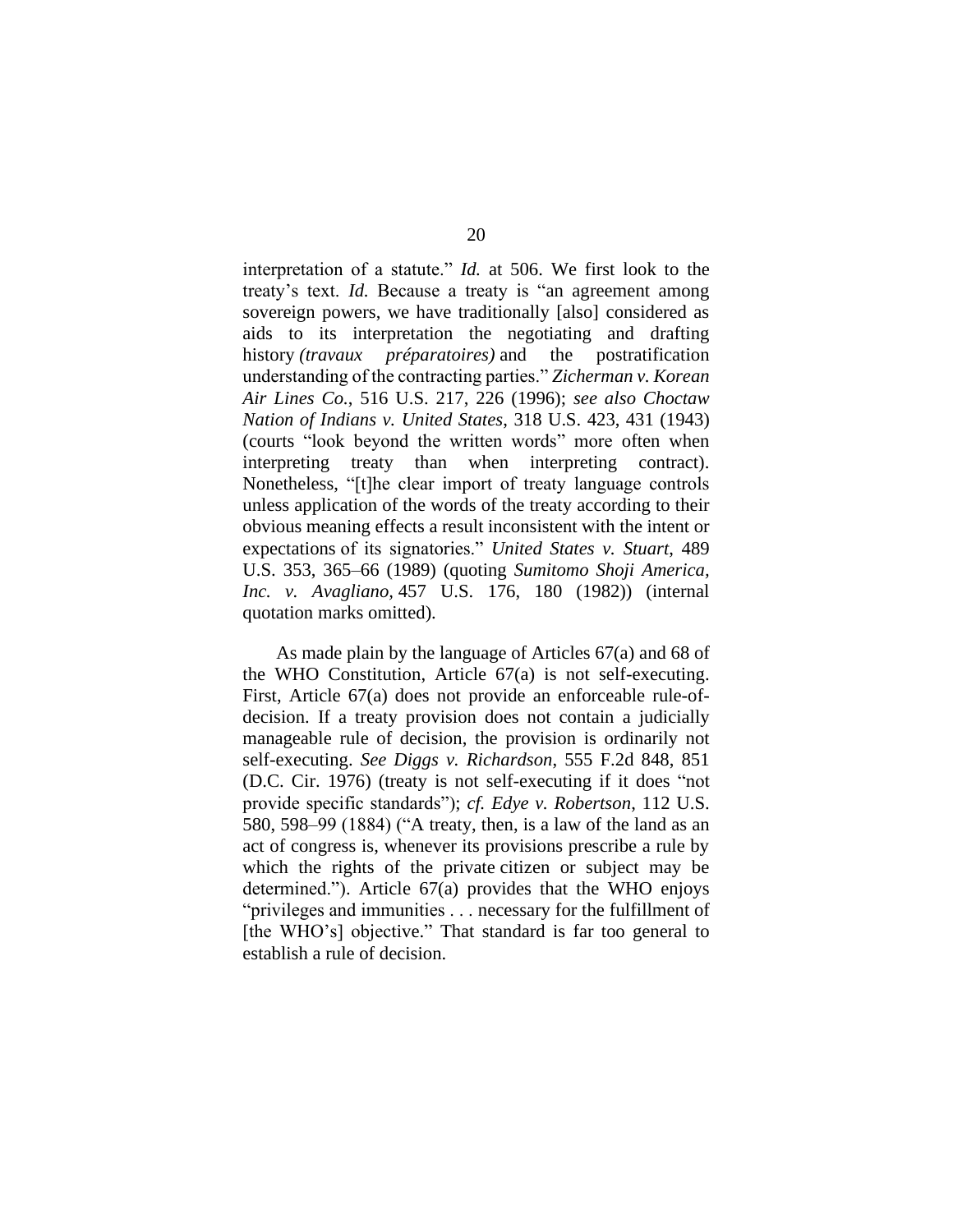interpretation of a statute." *Id.* at 506. We first look to the treaty's text. *Id.* Because a treaty is "an agreement among sovereign powers, we have traditionally [also] considered as aids to its interpretation the negotiating and drafting history *(travaux préparatoires)* and the postratification understanding of the contracting parties." *Zicherman v. Korean Air Lines Co.*, 516 U.S. 217, 226 (1996); *see also Choctaw Nation of Indians v. United States*, 318 U.S. 423, 431 (1943) (courts "look beyond the written words" more often when interpreting treaty than when interpreting contract). Nonetheless, "[t]he clear import of treaty language controls unless application of the words of the treaty according to their obvious meaning effects a result inconsistent with the intent or expectations of its signatories." *United States v. Stuart*, 489 U.S. 353, 365–66 (1989) (quoting *Sumitomo Shoji America, Inc. v. Avagliano*, 457 U.S. 176, 180 (1982)) (internal quotation marks omitted).

As made plain by the language of Articles 67(a) and 68 of the WHO Constitution, Article 67(a) is not self-executing. First, Article 67(a) does not provide an enforceable rule-of-decision. If a treaty provision does not contain a judicially manageable rule of decision, the provision is ordinarily not self-executing. *See Diggs v. Richardson*, 555 F.2d 848, 851 (D.C. Cir. 1976) (treaty is not self-executing if it does "not provide specific standards"); *cf. Edye v. Robertson*, 112 U.S. 580, 598–99 (1884) ("A treaty, then, is a law of the land as an act of congress is, whenever its provisions prescribe a rule by which the rights of the private citizen or subject may be determined."). Article 67(a) provides that the WHO enjoys "privileges and immunities . . . necessary for the fulfillment of [the WHO's] objective." That standard is far too general to establish a rule of decision.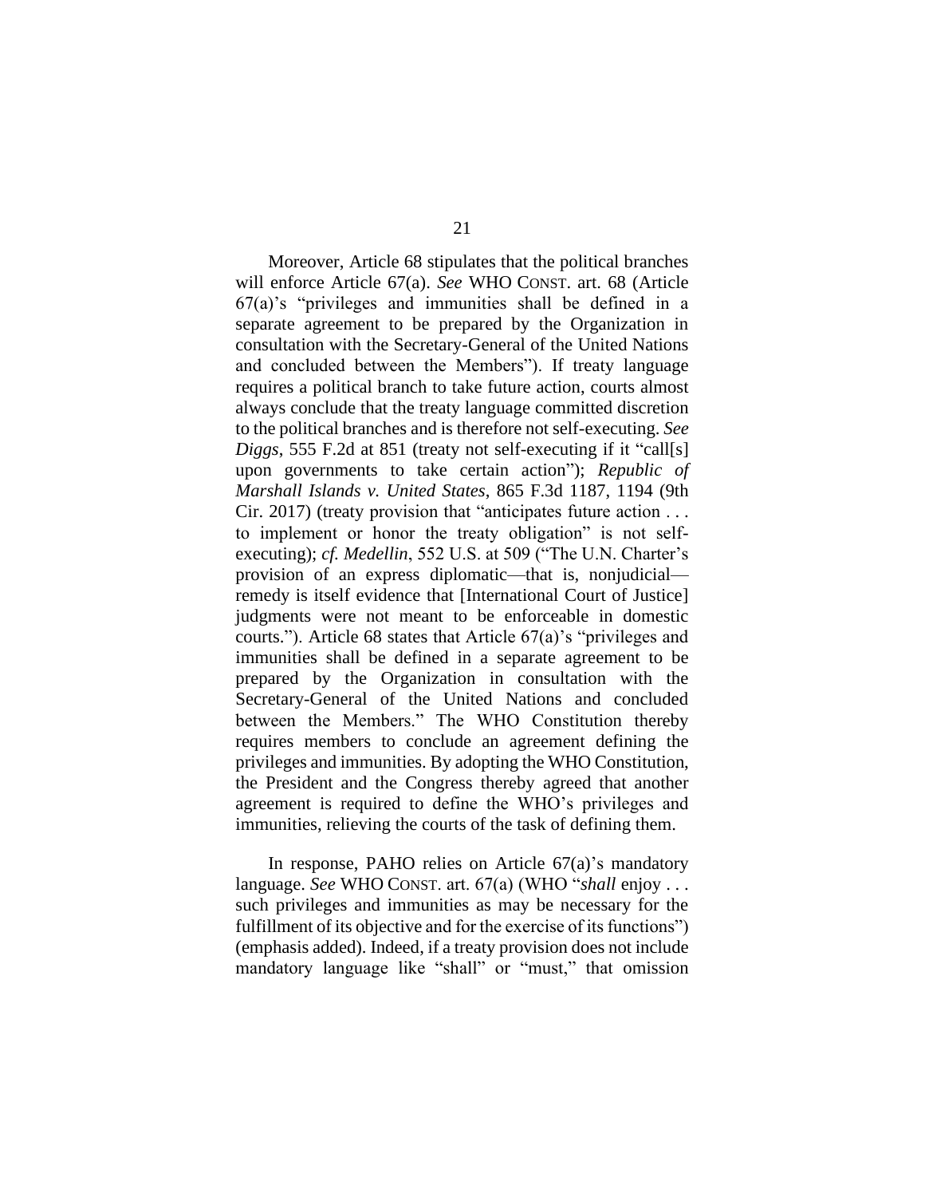Moreover, Article 68 stipulates that the political branches will enforce Article 67(a). *See* WHO CONST. art. 68 (Article 67(a)'s "privileges and immunities shall be defined in a separate agreement to be prepared by the Organization in consultation with the Secretary-General of the United Nations and concluded between the Members"). If treaty language requires a political branch to take future action, courts almost always conclude that the treaty language committed discretion to the political branches and is therefore not self-executing. *See Diggs*, 555 F.2d at 851 (treaty not self-executing if it "call[s] upon governments to take certain action"); *Republic of Marshall Islands v. United States*, 865 F.3d 1187, 1194 (9th Cir. 2017) (treaty provision that "anticipates future action . . . to implement or honor the treaty obligation" is not self-executing); *cf. Medellin*, 552 U.S. at 509 ("The U.N. Charter's provision of an express diplomatic—that is, nonjudicial—remedy is itself evidence that [International Court of Justice] judgments were not meant to be enforceable in domestic courts."). Article 68 states that Article 67(a)'s "privileges and immunities shall be defined in a separate agreement to be prepared by the Organization in consultation with the Secretary-General of the United Nations and concluded between the Members." The WHO Constitution thereby requires members to conclude an agreement defining the privileges and immunities. By adopting the WHO Constitution, the President and the Congress thereby agreed that another agreement is required to define the WHO's privileges and immunities, relieving the courts of the task of defining them.

In response, PAHO relies on Article 67(a)'s mandatory language. *See* WHO CONST. art. 67(a) (WHO "*shall* enjoy . . . such privileges and immunities as may be necessary for the fulfillment of its objective and for the exercise of its functions") (emphasis added). Indeed, if a treaty provision does not include mandatory language like "shall" or "must," that omission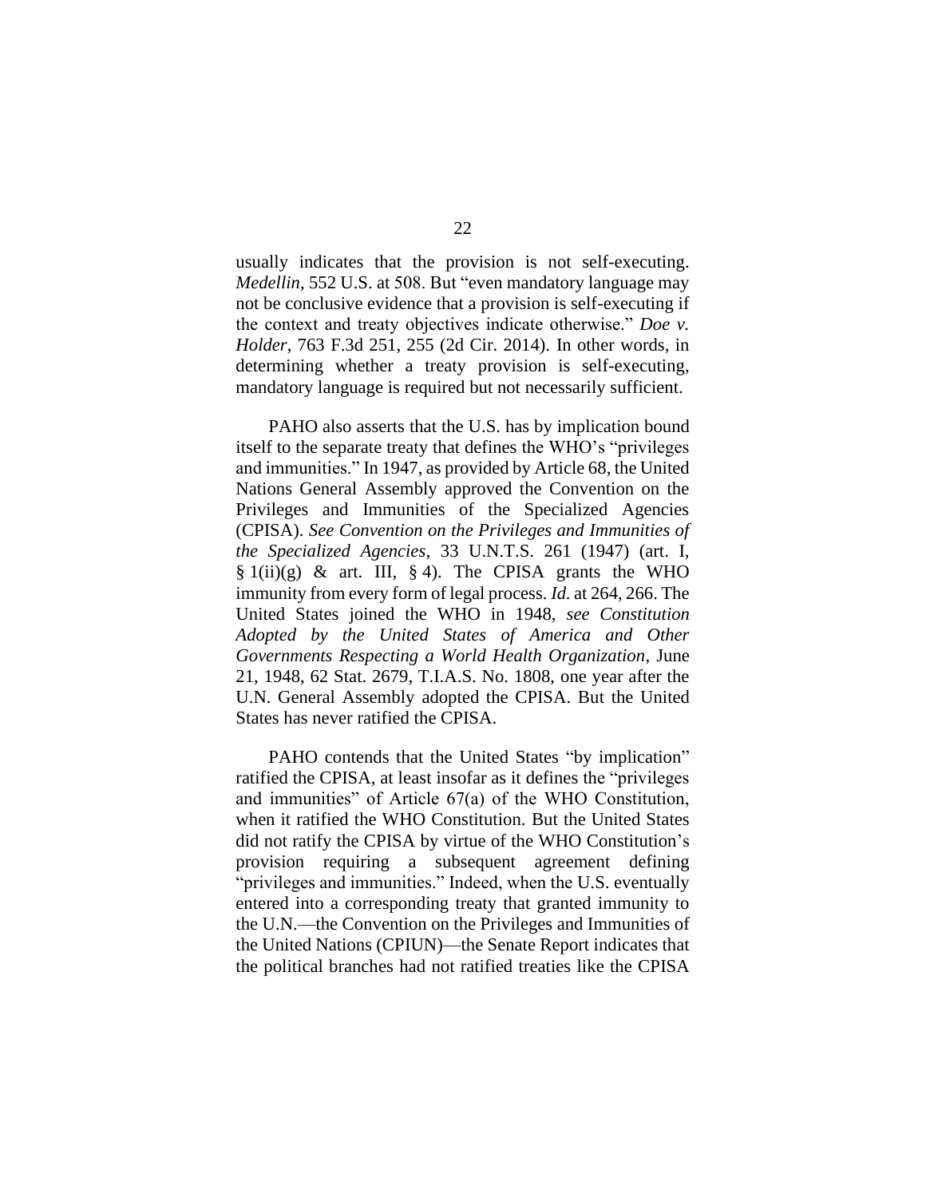usually indicates that the provision is not self-executing. *Medellin*, 552 U.S. at 508. But "even mandatory language may not be conclusive evidence that a provision is self-executing if the context and treaty objectives indicate otherwise." *Doe v. Holder*, 763 F.3d 251, 255 (2d Cir. 2014). In other words, in determining whether a treaty provision is self-executing, mandatory language is required but not necessarily sufficient.

PAHO also asserts that the U.S. has by implication bound itself to the separate treaty that defines the WHO's "privileges and immunities." In 1947, as provided by Article 68, the United Nations General Assembly approved the Convention on the Privileges and Immunities of the Specialized Agencies (CPISA). *See Convention on the Privileges and Immunities of the Specialized Agencies*, 33 U.N.T.S. 261 (1947) (art. I, § 1(ii)(g) & art. III, § 4). The CPISA grants the WHO immunity from every form of legal process. *Id.* at 264, 266. The United States joined the WHO in 1948, *see Constitution Adopted by the United States of America and Other Governments Respecting a World Health Organization*, June 21, 1948, 62 Stat. 2679, T.I.A.S. No. 1808, one year after the U.N. General Assembly adopted the CPISA. But the United States has never ratified the CPISA.

PAHO contends that the United States "by implication" ratified the CPISA, at least insofar as it defines the "privileges and immunities" of Article 67(a) of the WHO Constitution, when it ratified the WHO Constitution. But the United States did not ratify the CPISA by virtue of the WHO Constitution's provision requiring a subsequent agreement defining "privileges and immunities." Indeed, when the U.S. eventually entered into a corresponding treaty that granted immunity to the U.N.—the Convention on the Privileges and Immunities of the United Nations (CPIUN)—the Senate Report indicates that the political branches had not ratified treaties like the CPISA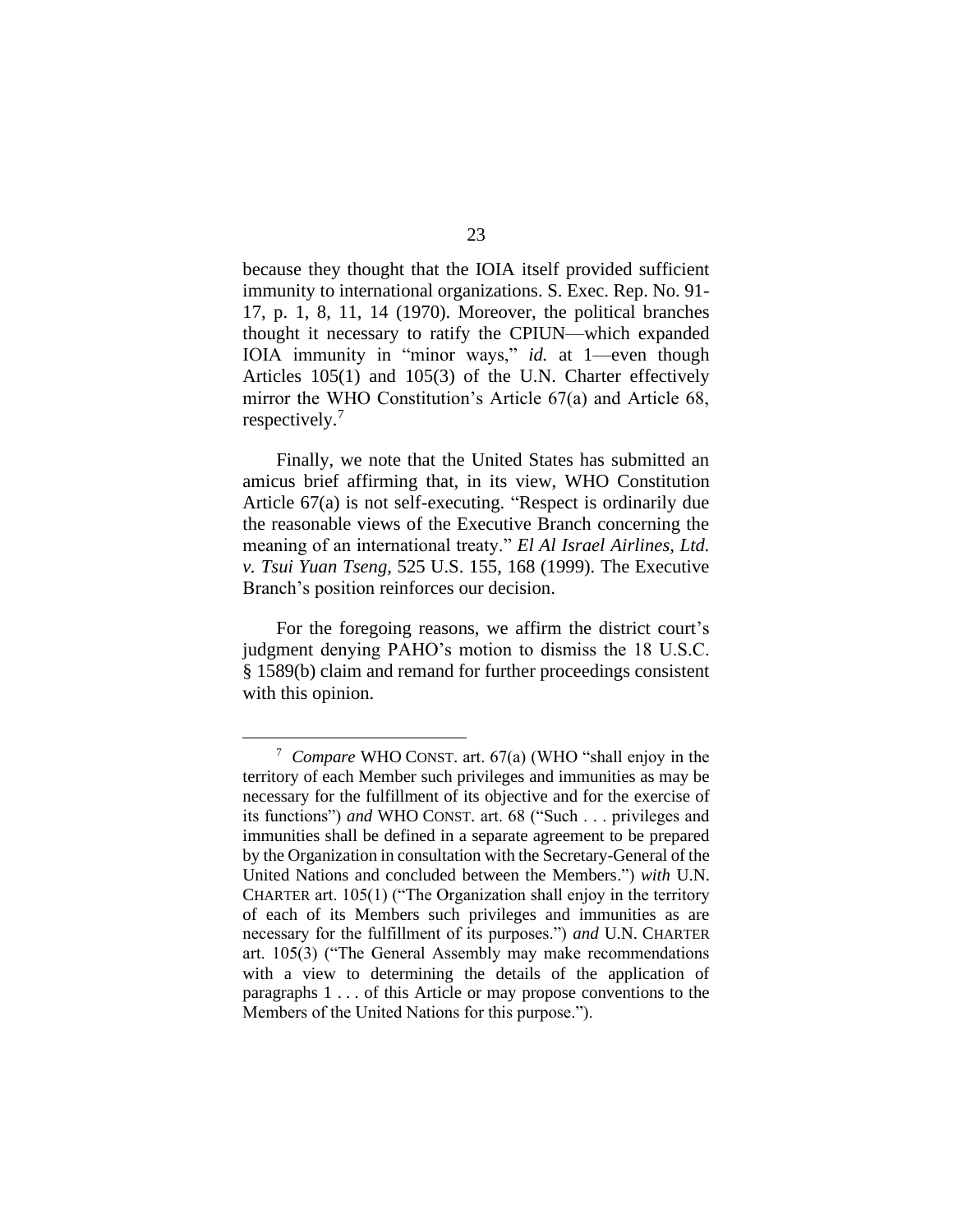because they thought that the IOIA itself provided sufficient immunity to international organizations. S. Exec. Rep. No. 91-17, p. 1, 8, 11, 14 (1970). Moreover, the political branches thought it necessary to ratify the CPIUN—which expanded IOIA immunity in "minor ways," *id.* at 1—even though Articles 105(1) and 105(3) of the U.N. Charter effectively mirror the WHO Constitution's Article 67(a) and Article 68, respectively.[7]

Finally, we note that the United States has submitted an amicus brief affirming that, in its view, WHO Constitution Article 67(a) is not self-executing. "Respect is ordinarily due the reasonable views of the Executive Branch concerning the meaning of an international treaty." *El Al Israel Airlines, Ltd. v. Tsui Yuan Tseng*, 525 U.S. 155, 168 (1999). The Executive Branch's position reinforces our decision.

For the foregoing reasons, we affirm the district court's judgment denying PAHO's motion to dismiss the 18 U.S.C. § 1589(b) claim and remand for further proceedings consistent with this opinion.

---

[7] *Compare* WHO CONST. art. 67(a) (WHO "shall enjoy in the territory of each Member such privileges and immunities as may be necessary for the fulfillment of its objective and for the exercise of its functions") *and* WHO CONST. art. 68 ("Such . . . privileges and immunities shall be defined in a separate agreement to be prepared by the Organization in consultation with the Secretary-General of the United Nations and concluded between the Members.") *with* U.N. CHARTER art. 105(1) ("The Organization shall enjoy in the territory of each of its Members such privileges and immunities as are necessary for the fulfillment of its purposes.") *and* U.N. CHARTER art. 105(3) ("The General Assembly may make recommendations with a view to determining the details of the application of paragraphs 1 . . . of this Article or may propose conventions to the Members of the United Nations for this purpose.").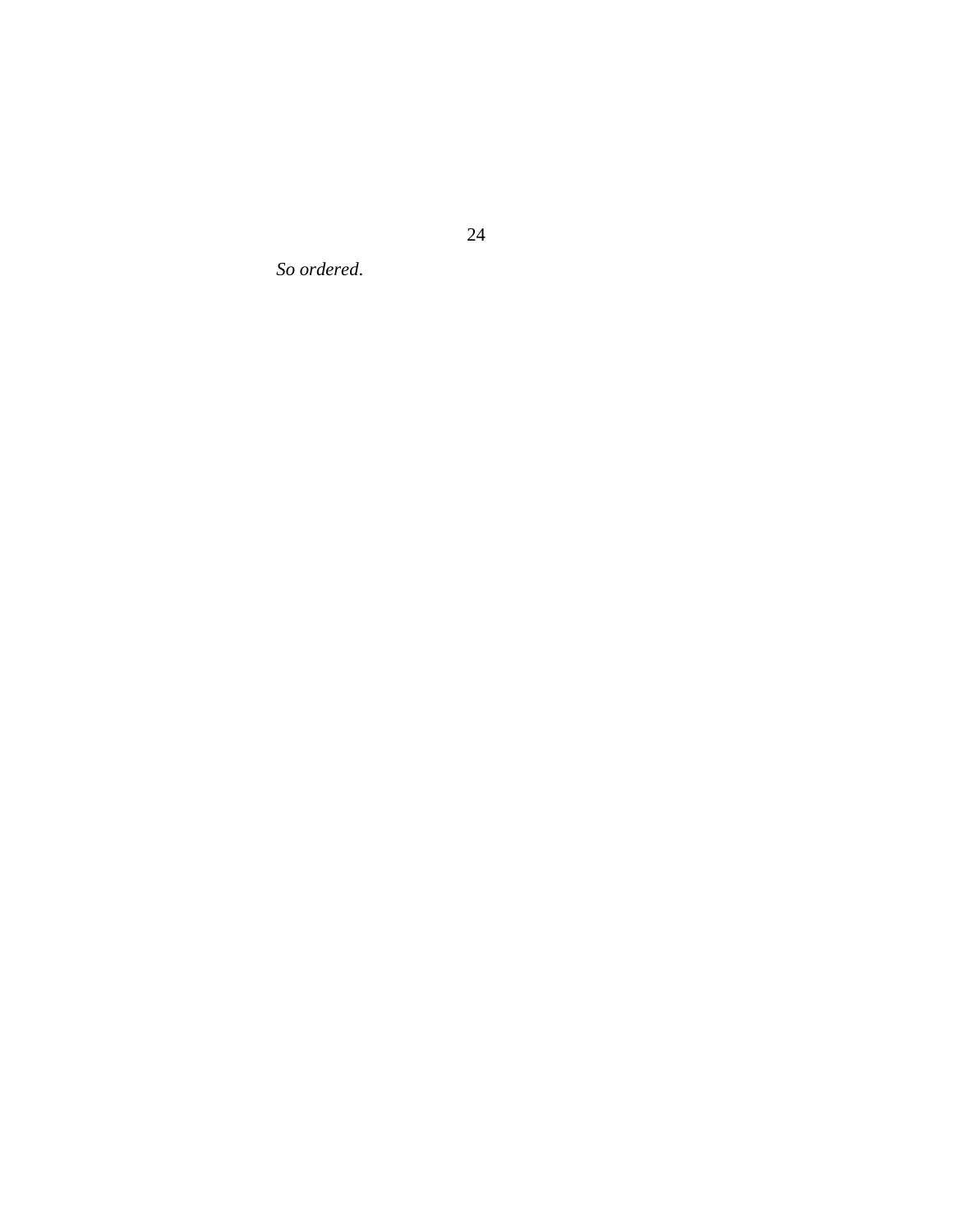*So ordered*.